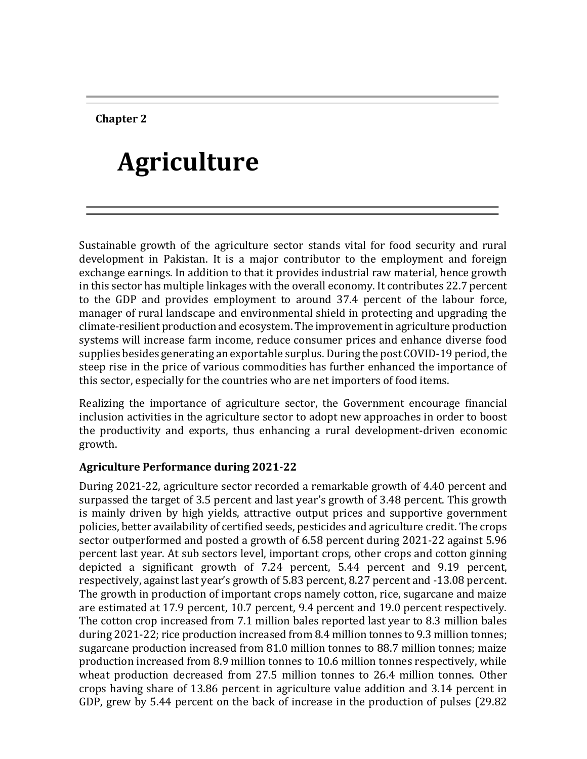**Chapter 2**

# Agriculture

Sustainable growth of the agriculture sector stands vital for food security and rural development in Pakistan. It is a major contributor to the employment and foreign exchange earnings. In addition to that it provides industrial raw material, hence growth in this sector has multiple linkages with the overall economy. It contributes 22.7 percent to the GDP and provides employment to around 37.4 percent of the labour force, manager of rural landscape and environmental shield in protecting and upgrading the climate-resilient production and ecosystem. The improvement in agriculture production systems will increase farm income, reduce consumer prices and enhance diverse food supplies besides generating an exportable surplus. During the post COVID-19 period, the steep rise in the price of various commodities has further enhanced the importance of this sector, especially for the countries who are net importers of food items.

Realizing the importance of agriculture sector, the Government encourage financial inclusion activities in the agriculture sector to adopt new approaches in order to boost the productivity and exports, thus enhancing a rural development-driven economic growth.

### Agriculture Performance during 2021-22

During 2021-22, agriculture sector recorded a remarkable growth of 4.40 percent and surpassed the target of 3.5 percent and last year's growth of 3.48 percent. This growth is mainly driven by high yields, attractive output prices and supportive government policies, better availability of certified seeds, pesticides and agriculture credit. The crops sector outperformed and posted a growth of 6.58 percent during 2021-22 against 5.96 percent last year. At sub sectors level, important crops, other crops and cotton ginning depicted a significant growth of 7.24 percent, 5.44 percent and 9.19 percent, respectively, against last year's growth of 5.83 percent, 8.27 percent and -13.08 percent. The growth in production of important crops namely cotton, rice, sugarcane and maize are estimated at 17.9 percent, 10.7 percent, 9.4 percent and 19.0 percent respectively. The cotton crop increased from 7.1 million bales reported last year to 8.3 million bales during 2021-22; rice production increased from 8.4 million tonnes to 9.3 million tonnes; sugarcane production increased from 81.0 million tonnes to 88.7 million tonnes; maize production increased from 8.9 million tonnes to 10.6 million tonnes respectively, while wheat production decreased from 27.5 million tonnes to 26.4 million tonnes. Other crops having share of 13.86 percent in agriculture value addition and 3.14 percent in GDP, grew by 5.44 percent on the back of increase in the production of pulses (29.82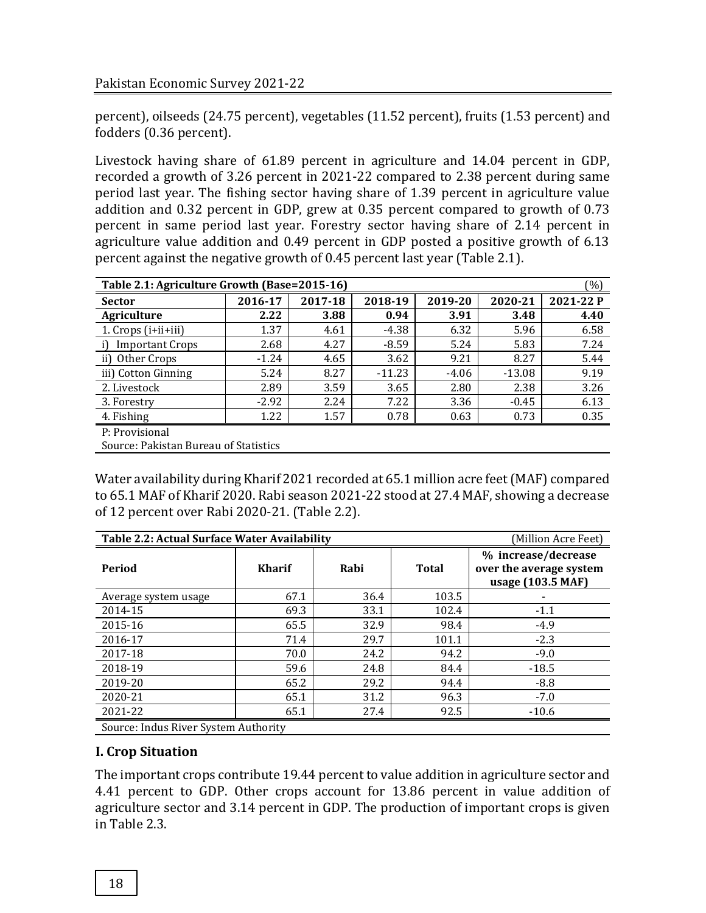percent), oilseeds (24.75 percent), vegetables (11.52 percent), fruits (1.53 percent) and fodders (0.36 percent).

Livestock having share of 61.89 percent in agriculture and 14.04 percent in GDP, recorded a growth of 3.26 percent in 2021-22 compared to 2.38 percent during same period last year. The fishing sector having share of 1.39 percent in agriculture value addition and 0.32 percent in GDP, grew at 0.35 percent compared to growth of 0.73 percent in same period last year. Forestry sector having share of 2.14 percent in agriculture value addition and 0.49 percent in GDP posted a positive growth of 6.13 percent against the negative growth of 0.45 percent last year (Table 2.1).

**Table 2.1: Agriculture Growth (Base=2015-16)** (%)

| Sector | 2016-17 | 2017-18 | 2018-19 | 2019-20 | 2020-21 | 2021-22 P |
|---|---|---|---|---|---|---|
| **Agriculture** | **2.22** | **3.88** | **0.94** | **3.91** | **3.48** | **4.40** |
| 1. Crops (i+ii+iii) | 1.37 | 4.61 | -4.38 | 6.32 | 5.96 | 6.58 |
| i) Important Crops | 2.68 | 4.27 | -8.59 | 5.24 | 5.83 | 7.24 |
| ii) Other Crops | -1.24 | 4.65 | 3.62 | 9.21 | 8.27 | 5.44 |
| iii) Cotton Ginning | 5.24 | 8.27 | -11.23 | -4.06 | -13.08 | 9.19 |
| 2. Livestock | 2.89 | 3.59 | 3.65 | 2.80 | 2.38 | 3.26 |
| 3. Forestry | -2.92 | 2.24 | 7.22 | 3.36 | -0.45 | 6.13 |
| 4. Fishing | 1.22 | 1.57 | 0.78 | 0.63 | 0.73 | 0.35 |

P: Provisional
Source: Pakistan Bureau of Statistics

Water availability during Kharif 2021 recorded at 65.1 million acre feet (MAF) compared to 65.1 MAF of Kharif 2020. Rabi season 2021-22 stood at 27.4 MAF, showing a decrease of 12 percent over Rabi 2020-21. (Table 2.2).

**Table 2.2: Actual Surface Water Availability** (Million Acre Feet)

| Period | Kharif | Rabi | Total | % increase/decrease over the average system usage (103.5 MAF) |
|---|---|---|---|---|
| Average system usage | 67.1 | 36.4 | 103.5 | - |
| 2014-15 | 69.3 | 33.1 | 102.4 | -1.1 |
| 2015-16 | 65.5 | 32.9 | 98.4 | -4.9 |
| 2016-17 | 71.4 | 29.7 | 101.1 | -2.3 |
| 2017-18 | 70.0 | 24.2 | 94.2 | -9.0 |
| 2018-19 | 59.6 | 24.8 | 84.4 | -18.5 |
| 2019-20 | 65.2 | 29.2 | 94.4 | -8.8 |
| 2020-21 | 65.1 | 31.2 | 96.3 | -7.0 |
| 2021-22 | 65.1 | 27.4 | 92.5 | -10.6 |

Source: Indus River System Authority

## I. Crop Situation

The important crops contribute 19.44 percent to value addition in agriculture sector and 4.41 percent to GDP. Other crops account for 13.86 percent in value addition of agriculture sector and 3.14 percent in GDP. The production of important crops is given in Table 2.3.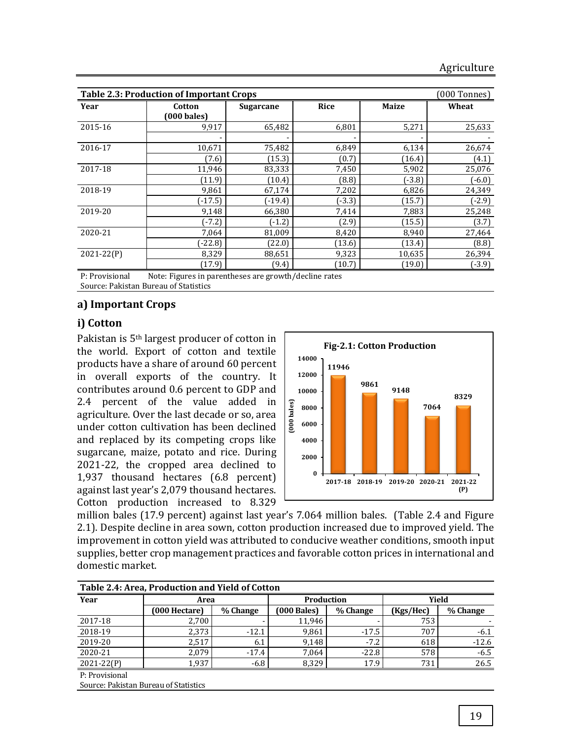**Table 2.3: Production of Important Crops** (000 Tonnes)

| Year | Cotton (000 bales) | Sugarcane | Rice | Maize | Wheat |
|---|---|---|---|---|---|
| 2015-16 | 9,917 | 65,482 | 6,801 | 5,271 | 25,633 |
| | - | - | - | - | - |
| 2016-17 | 10,671 | 75,482 | 6,849 | 6,134 | 26,674 |
| | (7.6) | (15.3) | (0.7) | (16.4) | (4.1) |
| 2017-18 | 11,946 | 83,333 | 7,450 | 5,902 | 25,076 |
| | (11.9) | (10.4) | (8.8) | (-3.8) | (-6.0) |
| 2018-19 | 9,861 | 67,174 | 7,202 | 6,826 | 24,349 |
| | (-17.5) | (-19.4) | (-3.3) | (15.7) | (-2.9) |
| 2019-20 | 9,148 | 66,380 | 7,414 | 7,883 | 25,248 |
| | (-7.2) | (-1.2) | (2.9) | (15.5) | (3.7) |
| 2020-21 | 7,064 | 81,009 | 8,420 | 8,940 | 27,464 |
| | (-22.8) | (22.0) | (13.6) | (13.4) | (8.8) |
| 2021-22(P) | 8,329 | 88,651 | 9,323 | 10,635 | 26,394 |
| | (17.9) | (9.4) | (10.7) | (19.0) | (-3.9) |

P: Provisional Note: Figures in parentheses are growth/decline rates

Source: Pakistan Bureau of Statistics

## a) Important Crops

### i) Cotton

Pakistan is 5th largest producer of cotton in the world. Export of cotton and textile products have a share of around 60 percent in overall exports of the country. It contributes around 0.6 percent to GDP and 2.4 percent of the value added in agriculture. Over the last decade or so, area under cotton cultivation has been declined and replaced by its competing crops like sugarcane, maize, potato and rice. During 2021-22, the cropped area declined to 1,937 thousand hectares (6.8 percent) against last year's 2,079 thousand hectares. Cotton production increased to 8.329 million bales (17.9 percent) against last year's 7.064 million bales. (Table 2.4 and Figure 2.1). Despite decline in area sown, cotton production increased due to improved yield. The improvement in cotton yield was attributed to conducive weather conditions, smooth input supplies, better crop management practices and favorable cotton prices in international and domestic market.

**Fig-2.1: Cotton Production**

| Year | Production (000 bales) |
|---|---|
| 2017-18 | 11946 |
| 2018-19 | 9861 |
| 2019-20 | 9148 |
| 2020-21 | 7064 |
| 2021-22 (P) | 8329 |

**Table 2.4: Area, Production and Yield of Cotton**

| Year | Area | | Production | | Yield | |
|---|---|---|---|---|---|---|
| | (000 Hectare) | % Change | (000 Bales) | % Change | (Kgs/Hec) | % Change |
| 2017-18 | 2,700 | - | 11,946 | - | 753 | - |
| 2018-19 | 2,373 | -12.1 | 9,861 | -17.5 | 707 | -6.1 |
| 2019-20 | 2,517 | 6.1 | 9,148 | -7.2 | 618 | -12.6 |
| 2020-21 | 2,079 | -17.4 | 7,064 | -22.8 | 578 | -6.5 |
| 2021-22(P) | 1,937 | -6.8 | 8,329 | 17.9 | 731 | 26.5 |

P: Provisional

Source: Pakistan Bureau of Statistics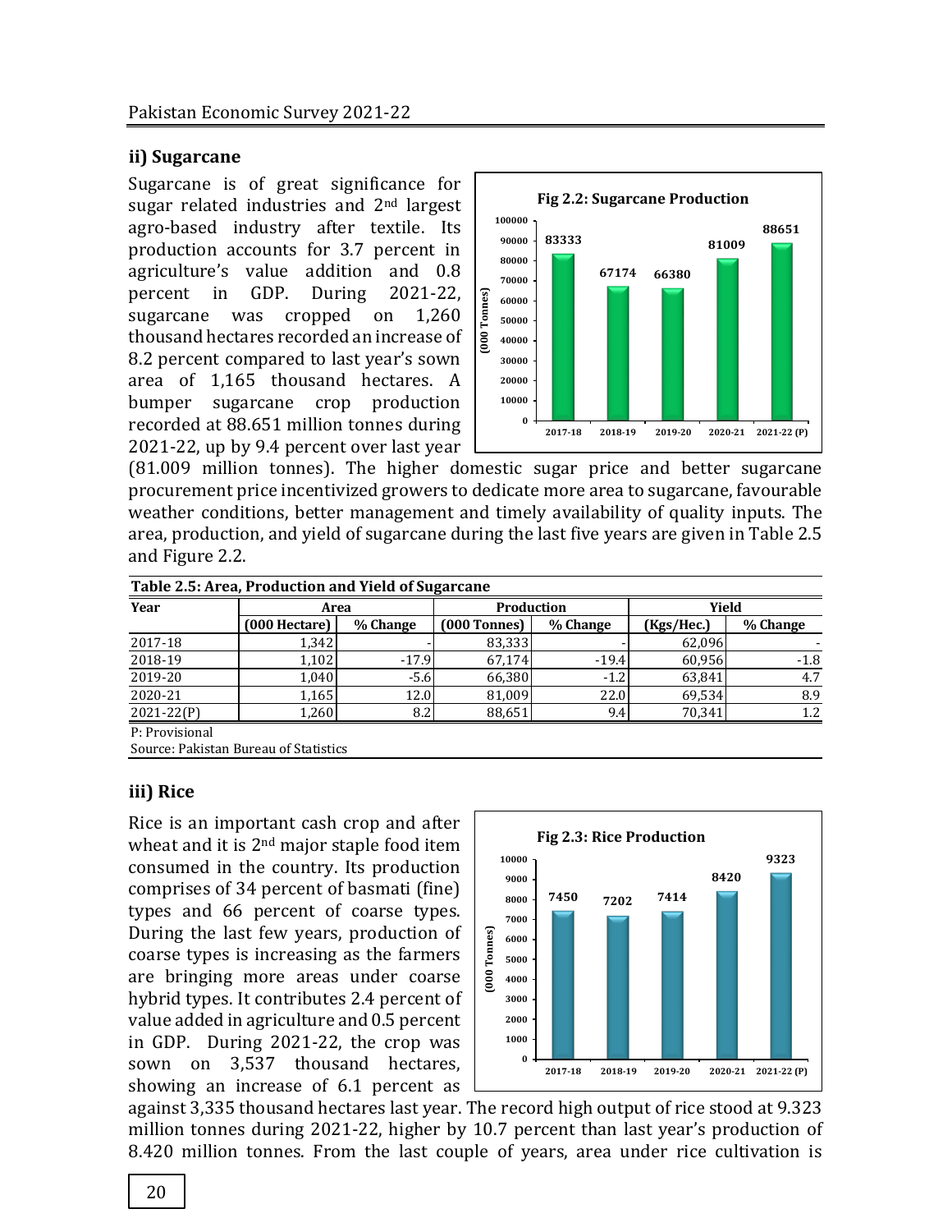### ii) Sugarcane

Sugarcane is of great significance for sugar related industries and 2nd largest agro-based industry after textile. Its production accounts for 3.7 percent in agriculture's value addition and 0.8 percent in GDP. During 2021-22, sugarcane was cropped on 1,260 thousand hectares recorded an increase of 8.2 percent compared to last year's sown area of 1,165 thousand hectares. A bumper sugarcane crop production recorded at 88.651 million tonnes during 2021-22, up by 9.4 percent over last year (81.009 million tonnes). The higher domestic sugar price and better sugarcane procurement price incentivized growers to dedicate more area to sugarcane, favourable weather conditions, better management and timely availability of quality inputs. The area, production, and yield of sugarcane during the last five years are given in Table 2.5 and Figure 2.2.

**Fig 2.2: Sugarcane Production**

| Year | Production (000 Tonnes) |
|---|---|
| 2017-18 | 83333 |
| 2018-19 | 67174 |
| 2019-20 | 66380 |
| 2020-21 | 81009 |
| 2021-22 (P) | 88651 |

**Table 2.5: Area, Production and Yield of Sugarcane**

| Year | Area | | Production | | Yield | |
|---|---|---|---|---|---|---|
| | (000 Hectare) | % Change | (000 Tonnes) | % Change | (Kgs/Hec.) | % Change |
| 2017-18 | 1,342 | - | 83,333 | - | 62,096 | - |
| 2018-19 | 1,102 | -17.9 | 67,174 | -19.4 | 60,956 | -1.8 |
| 2019-20 | 1,040 | -5.6 | 66,380 | -1.2 | 63,841 | 4.7 |
| 2020-21 | 1,165 | 12.0 | 81,009 | 22.0 | 69,534 | 8.9 |
| 2021-22(P) | 1,260 | 8.2 | 88,651 | 9.4 | 70,341 | 1.2 |

P: Provisional

Source: Pakistan Bureau of Statistics

### iii) Rice

Rice is an important cash crop and after wheat and it is 2nd major staple food item consumed in the country. Its production comprises of 34 percent of basmati (fine) types and 66 percent of coarse types. During the last few years, production of coarse types is increasing as the farmers are bringing more areas under coarse hybrid types. It contributes 2.4 percent of value added in agriculture and 0.5 percent in GDP. During 2021-22, the crop was sown on 3,537 thousand hectares, showing an increase of 6.1 percent as against 3,335 thousand hectares last year. The record high output of rice stood at 9.323 million tonnes during 2021-22, higher by 10.7 percent than last year's production of 8.420 million tonnes. From the last couple of years, area under rice cultivation is

**Fig 2.3: Rice Production**

| Year | Production (000 Tonnes) |
|---|---|
| 2017-18 | 7450 |
| 2018-19 | 7202 |
| 2019-20 | 7414 |
| 2020-21 | 8420 |
| 2021-22 (P) | 9323 |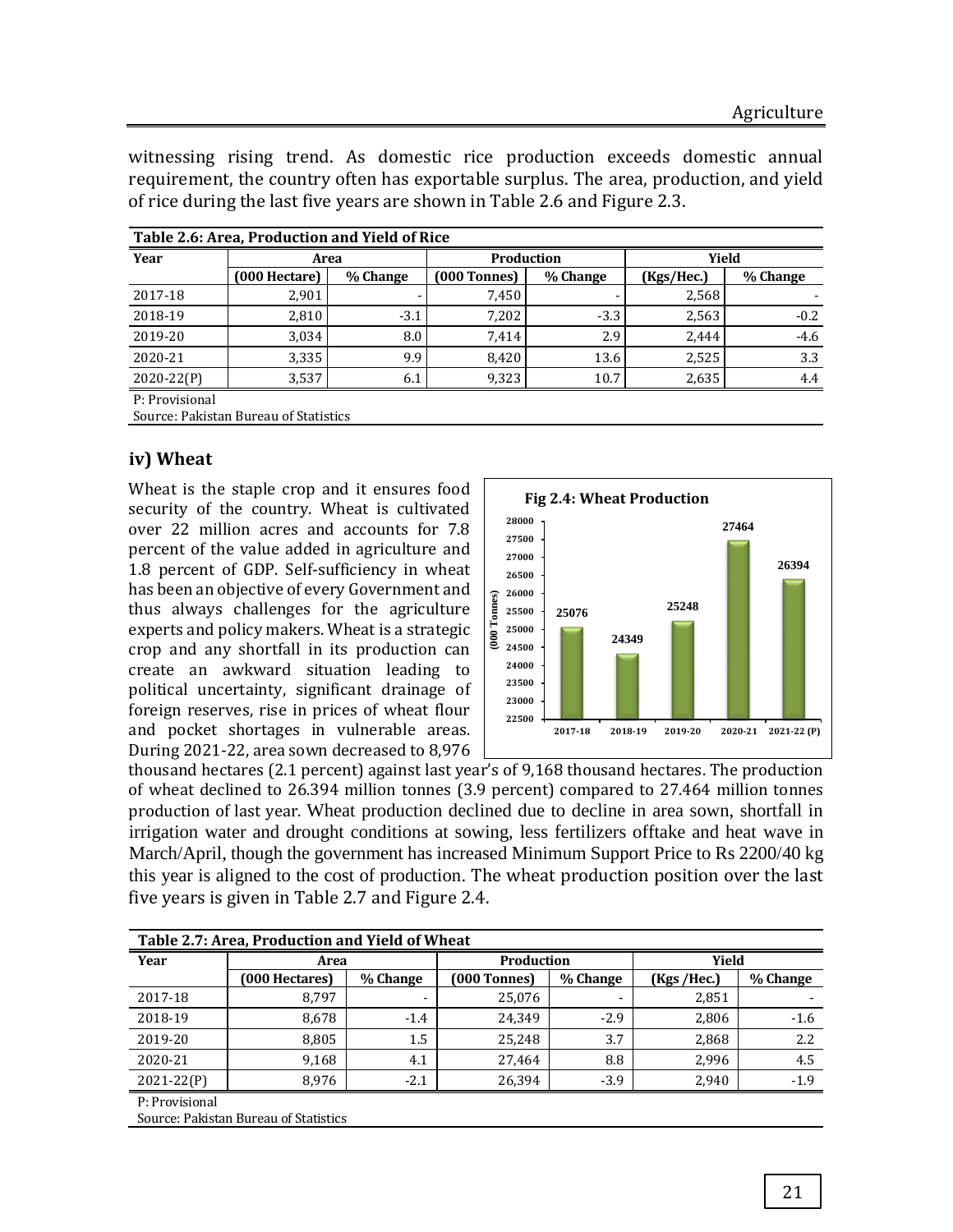witnessing rising trend. As domestic rice production exceeds domestic annual requirement, the country often has exportable surplus. The area, production, and yield of rice during the last five years are shown in Table 2.6 and Figure 2.3.

**Table 2.6: Area, Production and Yield of Rice**

| Year | Area | | Production | | Yield | |
|---|---|---|---|---|---|---|
| | (000 Hectare) | % Change | (000 Tonnes) | % Change | (Kgs/Hec.) | % Change |
| 2017-18 | 2,901 | - | 7,450 | - | 2,568 | - |
| 2018-19 | 2,810 | -3.1 | 7,202 | -3.3 | 2,563 | -0.2 |
| 2019-20 | 3,034 | 8.0 | 7,414 | 2.9 | 2,444 | -4.6 |
| 2020-21 | 3,335 | 9.9 | 8,420 | 13.6 | 2,525 | 3.3 |
| 2020-22(P) | 3,537 | 6.1 | 9,323 | 10.7 | 2,635 | 4.4 |

P: Provisional
Source: Pakistan Bureau of Statistics

### iv) Wheat

Wheat is the staple crop and it ensures food security of the country. Wheat is cultivated over 22 million acres and accounts for 7.8 percent of the value added in agriculture and 1.8 percent of GDP. Self-sufficiency in wheat has been an objective of every Government and thus always challenges for the agriculture experts and policy makers. Wheat is a strategic crop and any shortfall in its production can create an awkward situation leading to political uncertainty, significant drainage of foreign reserves, rise in prices of wheat flour and pocket shortages in vulnerable areas. During 2021-22, area sown decreased to 8,976 thousand hectares (2.1 percent) against last year's of 9,168 thousand hectares. The production of wheat declined to 26.394 million tonnes (3.9 percent) compared to 27.464 million tonnes production of last year. Wheat production declined due to decline in area sown, shortfall in irrigation water and drought conditions at sowing, less fertilizers offtake and heat wave in March/April, though the government has increased Minimum Support Price to Rs 2200/40 kg this year is aligned to the cost of production. The wheat production position over the last five years is given in Table 2.7 and Figure 2.4.

**Fig 2.4: Wheat Production**

| Year | Production (000 Tonnes) |
|---|---|
| 2017-18 | 25076 |
| 2018-19 | 24349 |
| 2019-20 | 25248 |
| 2020-21 | 27464 |
| 2021-22 (P) | 26394 |

**Table 2.7: Area, Production and Yield of Wheat**

| Year | Area | | Production | | Yield | |
|---|---|---|---|---|---|---|
| | (000 Hectares) | % Change | (000 Tonnes) | % Change | (Kgs /Hec.) | % Change |
| 2017-18 | 8,797 | - | 25,076 | - | 2,851 | - |
| 2018-19 | 8,678 | -1.4 | 24,349 | -2.9 | 2,806 | -1.6 |
| 2019-20 | 8,805 | 1.5 | 25,248 | 3.7 | 2,868 | 2.2 |
| 2020-21 | 9,168 | 4.1 | 27,464 | 8.8 | 2,996 | 4.5 |
| 2021-22(P) | 8,976 | -2.1 | 26,394 | -3.9 | 2,940 | -1.9 |

P: Provisional
Source: Pakistan Bureau of Statistics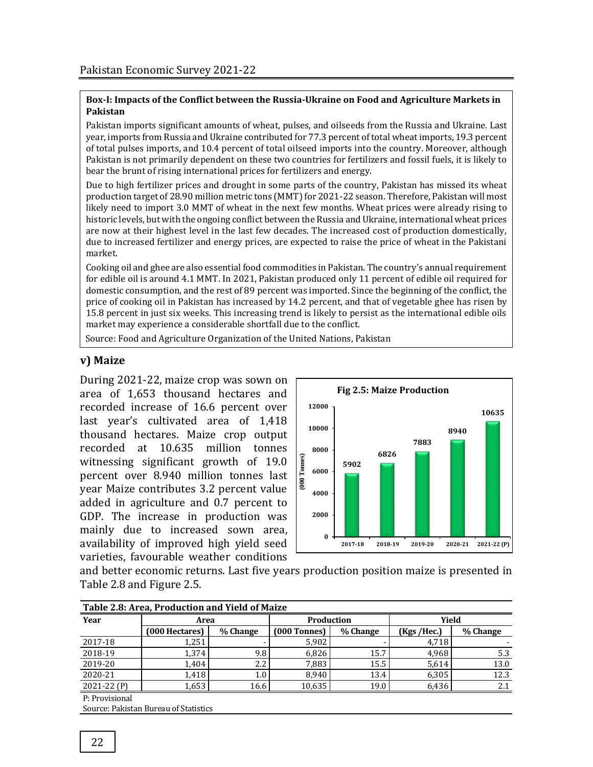**Box-I: Impacts of the Conflict between the Russia-Ukraine on Food and Agriculture Markets in Pakistan**

Pakistan imports significant amounts of wheat, pulses, and oilseeds from the Russia and Ukraine. Last year, imports from Russia and Ukraine contributed for 77.3 percent of total wheat imports, 19.3 percent of total pulses imports, and 10.4 percent of total oilseed imports into the country. Moreover, although Pakistan is not primarily dependent on these two countries for fertilizers and fossil fuels, it is likely to bear the brunt of rising international prices for fertilizers and energy.

Due to high fertilizer prices and drought in some parts of the country, Pakistan has missed its wheat production target of 28.90 million metric tons (MMT) for 2021-22 season. Therefore, Pakistan will most likely need to import 3.0 MMT of wheat in the next few months. Wheat prices were already rising to historic levels, but with the ongoing conflict between the Russia and Ukraine, international wheat prices are now at their highest level in the last few decades. The increased cost of production domestically, due to increased fertilizer and energy prices, are expected to raise the price of wheat in the Pakistani market.

Cooking oil and ghee are also essential food commodities in Pakistan. The country's annual requirement for edible oil is around 4.1 MMT. In 2021, Pakistan produced only 11 percent of edible oil required for domestic consumption, and the rest of 89 percent was imported. Since the beginning of the conflict, the price of cooking oil in Pakistan has increased by 14.2 percent, and that of vegetable ghee has risen by 15.8 percent in just six weeks. This increasing trend is likely to persist as the international edible oils market may experience a considerable shortfall due to the conflict.

Source: Food and Agriculture Organization of the United Nations, Pakistan

### v) Maize

During 2021-22, maize crop was sown on area of 1,653 thousand hectares and recorded increase of 16.6 percent over last year's cultivated area of 1,418 thousand hectares. Maize crop output recorded at 10.635 million tonnes witnessing significant growth of 19.0 percent over 8.940 million tonnes last year Maize contributes 3.2 percent value added in agriculture and 0.7 percent to GDP. The increase in production was mainly due to increased sown area, availability of improved high yield seed varieties, favourable weather conditions and better economic returns. Last five years production position maize is presented in Table 2.8 and Figure 2.5.

**Fig 2.5: Maize Production**

| Year | Production (000 Tonnes) |
|---|---|
| 2017-18 | 5902 |
| 2018-19 | 6826 |
| 2019-20 | 7883 |
| 2020-21 | 8940 |
| 2021-22 (P) | 10635 |

**Table 2.8: Area, Production and Yield of Maize**

| Year | Area | | Production | | Yield | |
|---|---|---|---|---|---|---|
| | (000 Hectares) | % Change | (000 Tonnes) | % Change | (Kgs /Hec.) | % Change |
| 2017-18 | 1,251 | - | 5,902 | - | 4,718 | - |
| 2018-19 | 1,374 | 9.8 | 6,826 | 15.7 | 4,968 | 5.3 |
| 2019-20 | 1,404 | 2.2 | 7,883 | 15.5 | 5,614 | 13.0 |
| 2020-21 | 1,418 | 1.0 | 8,940 | 13.4 | 6,305 | 12.3 |
| 2021-22 (P) | 1,653 | 16.6 | 10,635 | 19.0 | 6,436 | 2.1 |

P: Provisional

Source: Pakistan Bureau of Statistics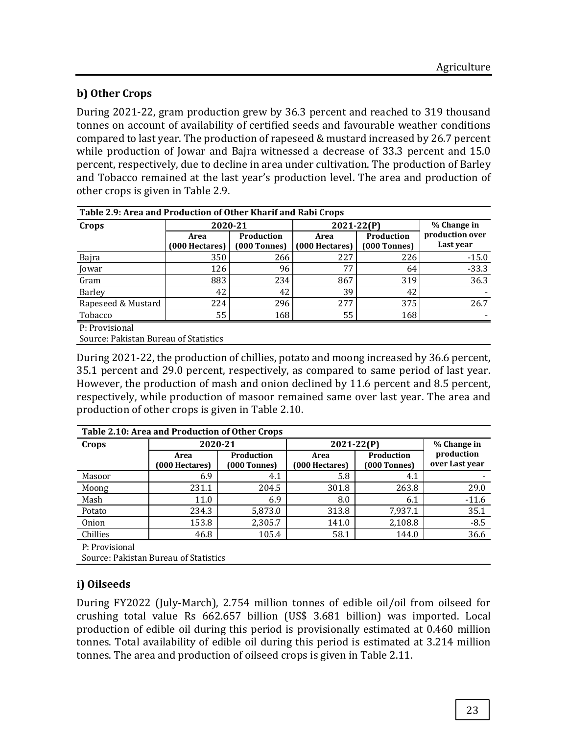## b) Other Crops

During 2021-22, gram production grew by 36.3 percent and reached to 319 thousand tonnes on account of availability of certified seeds and favourable weather conditions compared to last year. The production of rapeseed & mustard increased by 26.7 percent while production of Jowar and Bajra witnessed a decrease of 33.3 percent and 15.0 percent, respectively, due to decline in area under cultivation. The production of Barley and Tobacco remained at the last year's production level. The area and production of other crops is given in Table 2.9.

**Table 2.9: Area and Production of Other Kharif and Rabi Crops**

| Crops | 2020-21 | | 2021-22(P) | | % Change in production over Last year |
|---|---|---|---|---|---|
| | Area (000 Hectares) | Production (000 Tonnes) | Area (000 Hectares) | Production (000 Tonnes) | |
| Bajra | 350 | 266 | 227 | 226 | -15.0 |
| Jowar | 126 | 96 | 77 | 64 | -33.3 |
| Gram | 883 | 234 | 867 | 319 | 36.3 |
| Barley | 42 | 42 | 39 | 42 | - |
| Rapeseed & Mustard | 224 | 296 | 277 | 375 | 26.7 |
| Tobacco | 55 | 168 | 55 | 168 | - |

P: Provisional
Source: Pakistan Bureau of Statistics

During 2021-22, the production of chillies, potato and moong increased by 36.6 percent, 35.1 percent and 29.0 percent, respectively, as compared to same period of last year. However, the production of mash and onion declined by 11.6 percent and 8.5 percent, respectively, while production of masoor remained same over last year. The area and production of other crops is given in Table 2.10.

**Table 2.10: Area and Production of Other Crops**

| Crops | 2020-21 | | 2021-22(P) | | % Change in production over Last year |
|---|---|---|---|---|---|
| | Area (000 Hectares) | Production (000 Tonnes) | Area (000 Hectares) | Production (000 Tonnes) | |
| Masoor | 6.9 | 4.1 | 5.8 | 4.1 | - |
| Moong | 231.1 | 204.5 | 301.8 | 263.8 | 29.0 |
| Mash | 11.0 | 6.9 | 8.0 | 6.1 | -11.6 |
| Potato | 234.3 | 5,873.0 | 313.8 | 7,937.1 | 35.1 |
| Onion | 153.8 | 2,305.7 | 141.0 | 2,108.8 | -8.5 |
| Chillies | 46.8 | 105.4 | 58.1 | 144.0 | 36.6 |

P: Provisional
Source: Pakistan Bureau of Statistics

## i) Oilseeds

During FY2022 (July-March), 2.754 million tonnes of edible oil/oil from oilseed for crushing total value Rs 662.657 billion (US$ 3.681 billion) was imported. Local production of edible oil during this period is provisionally estimated at 0.460 million tonnes. Total availability of edible oil during this period is estimated at 3.214 million tonnes. The area and production of oilseed crops is given in Table 2.11.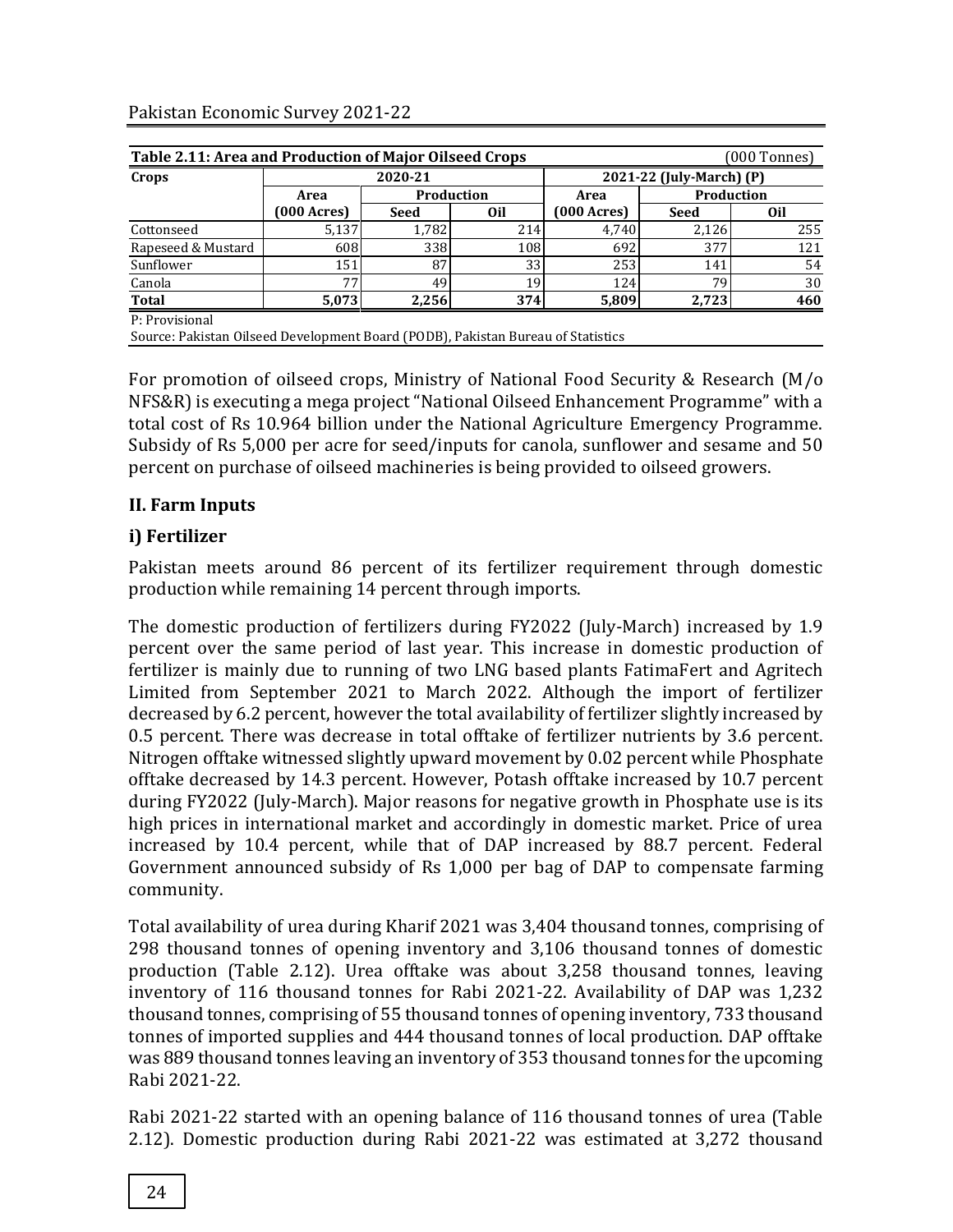**Table 2.11: Area and Production of Major Oilseed Crops** (000 Tonnes)

| Crops | 2020-21 | | | 2021-22 (July-March) (P) | | |
|---|---|---|---|---|---|---|
| | Area | Production | | Area | Production | |
| | (000 Acres) | Seed | Oil | (000 Acres) | Seed | Oil |
| Cottonseed | 5,137 | 1,782 | 214 | 4,740 | 2,126 | 255 |
| Rapeseed & Mustard | 608 | 338 | 108 | 692 | 377 | 121 |
| Sunflower | 151 | 87 | 33 | 253 | 141 | 54 |
| Canola | 77 | 49 | 19 | 124 | 79 | 30 |
| **Total** | **5,073** | **2,256** | **374** | **5,809** | **2,723** | **460** |

P: Provisional
Source: Pakistan Oilseed Development Board (PODB), Pakistan Bureau of Statistics

For promotion of oilseed crops, Ministry of National Food Security & Research (M/o NFS&R) is executing a mega project "National Oilseed Enhancement Programme" with a total cost of Rs 10.964 billion under the National Agriculture Emergency Programme. Subsidy of Rs 5,000 per acre for seed/inputs for canola, sunflower and sesame and 50 percent on purchase of oilseed machineries is being provided to oilseed growers.

## II. Farm Inputs

### i) Fertilizer

Pakistan meets around 86 percent of its fertilizer requirement through domestic production while remaining 14 percent through imports.

The domestic production of fertilizers during FY2022 (July-March) increased by 1.9 percent over the same period of last year. This increase in domestic production of fertilizer is mainly due to running of two LNG based plants FatimaFert and Agritech Limited from September 2021 to March 2022. Although the import of fertilizer decreased by 6.2 percent, however the total availability of fertilizer slightly increased by 0.5 percent. There was decrease in total offtake of fertilizer nutrients by 3.6 percent. Nitrogen offtake witnessed slightly upward movement by 0.02 percent while Phosphate offtake decreased by 14.3 percent. However, Potash offtake increased by 10.7 percent during FY2022 (July-March). Major reasons for negative growth in Phosphate use is its high prices in international market and accordingly in domestic market. Price of urea increased by 10.4 percent, while that of DAP increased by 88.7 percent. Federal Government announced subsidy of Rs 1,000 per bag of DAP to compensate farming community.

Total availability of urea during Kharif 2021 was 3,404 thousand tonnes, comprising of 298 thousand tonnes of opening inventory and 3,106 thousand tonnes of domestic production (Table 2.12). Urea offtake was about 3,258 thousand tonnes, leaving inventory of 116 thousand tonnes for Rabi 2021-22. Availability of DAP was 1,232 thousand tonnes, comprising of 55 thousand tonnes of opening inventory, 733 thousand tonnes of imported supplies and 444 thousand tonnes of local production. DAP offtake was 889 thousand tonnes leaving an inventory of 353 thousand tonnes for the upcoming Rabi 2021-22.

Rabi 2021-22 started with an opening balance of 116 thousand tonnes of urea (Table 2.12). Domestic production during Rabi 2021-22 was estimated at 3,272 thousand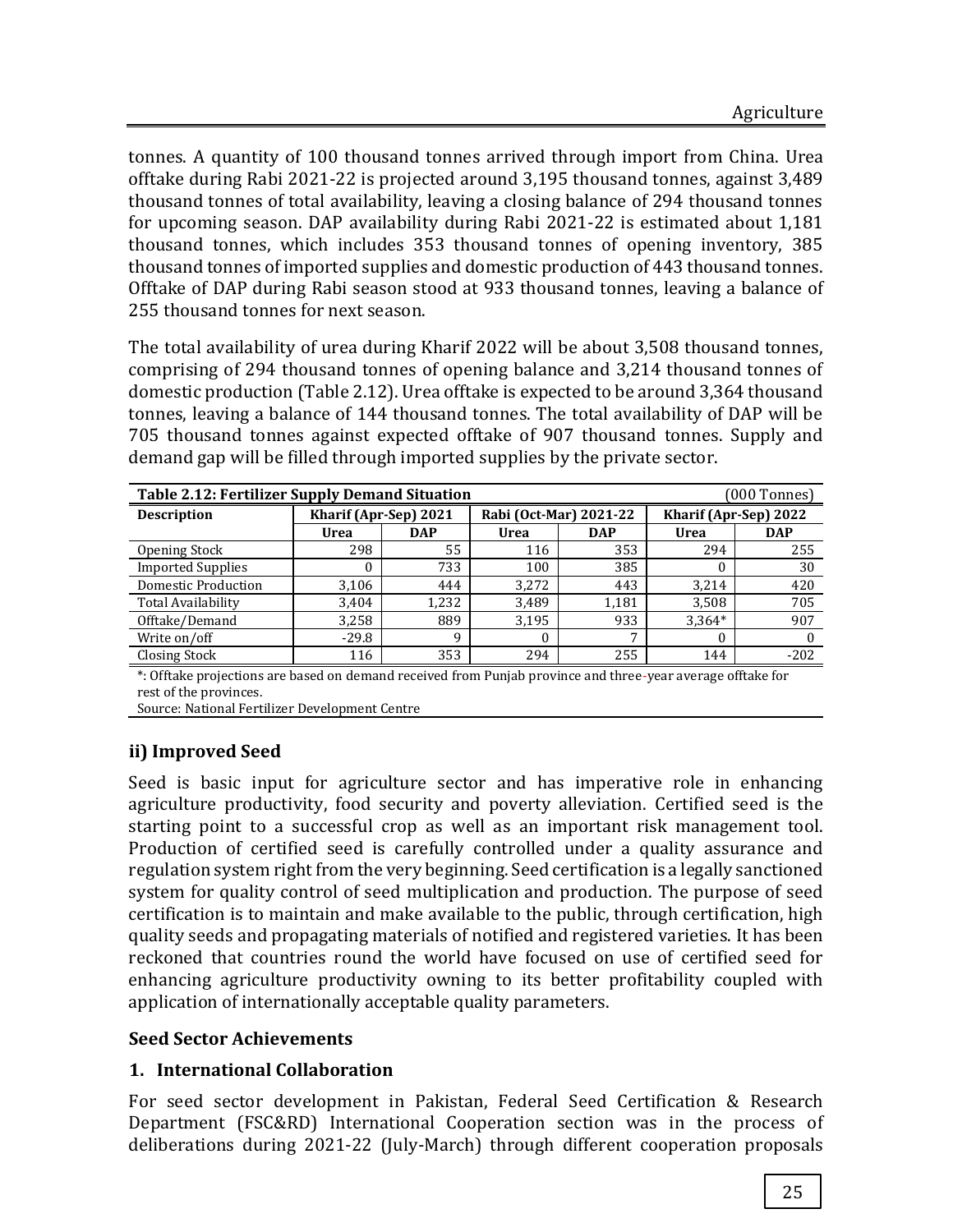tonnes. A quantity of 100 thousand tonnes arrived through import from China. Urea offtake during Rabi 2021-22 is projected around 3,195 thousand tonnes, against 3,489 thousand tonnes of total availability, leaving a closing balance of 294 thousand tonnes for upcoming season. DAP availability during Rabi 2021-22 is estimated about 1,181 thousand tonnes, which includes 353 thousand tonnes of opening inventory, 385 thousand tonnes of imported supplies and domestic production of 443 thousand tonnes. Offtake of DAP during Rabi season stood at 933 thousand tonnes, leaving a balance of 255 thousand tonnes for next season.

The total availability of urea during Kharif 2022 will be about 3,508 thousand tonnes, comprising of 294 thousand tonnes of opening balance and 3,214 thousand tonnes of domestic production (Table 2.12). Urea offtake is expected to be around 3,364 thousand tonnes, leaving a balance of 144 thousand tonnes. The total availability of DAP will be 705 thousand tonnes against expected offtake of 907 thousand tonnes. Supply and demand gap will be filled through imported supplies by the private sector.

**Table 2.12: Fertilizer Supply Demand Situation** (000 Tonnes)

| Description | Kharif (Apr-Sep) 2021 | | Rabi (Oct-Mar) 2021-22 | | Kharif (Apr-Sep) 2022 | |
|---|---|---|---|---|---|---|
| | Urea | DAP | Urea | DAP | Urea | DAP |
| Opening Stock | 298 | 55 | 116 | 353 | 294 | 255 |
| Imported Supplies | 0 | 733 | 100 | 385 | 0 | 30 |
| Domestic Production | 3,106 | 444 | 3,272 | 443 | 3,214 | 420 |
| Total Availability | 3,404 | 1,232 | 3,489 | 1,181 | 3,508 | 705 |
| Offtake/Demand | 3,258 | 889 | 3,195 | 933 | 3,364* | 907 |
| Write on/off | -29.8 | 9 | 0 | 7 | 0 | 0 |
| Closing Stock | 116 | 353 | 294 | 255 | 144 | -202 |

*: Offtake projections are based on demand received from Punjab province and three-year average offtake for rest of the provinces.

Source: National Fertilizer Development Centre

### ii) Improved Seed

Seed is basic input for agriculture sector and has imperative role in enhancing agriculture productivity, food security and poverty alleviation. Certified seed is the starting point to a successful crop as well as an important risk management tool. Production of certified seed is carefully controlled under a quality assurance and regulation system right from the very beginning. Seed certification is a legally sanctioned system for quality control of seed multiplication and production. The purpose of seed certification is to maintain and make available to the public, through certification, high quality seeds and propagating materials of notified and registered varieties. It has been reckoned that countries round the world have focused on use of certified seed for enhancing agriculture productivity owning to its better profitability coupled with application of internationally acceptable quality parameters.

#### Seed Sector Achievements

#### 1. International Collaboration

For seed sector development in Pakistan, Federal Seed Certification & Research Department (FSC&RD) International Cooperation section was in the process of deliberations during 2021-22 (July-March) through different cooperation proposals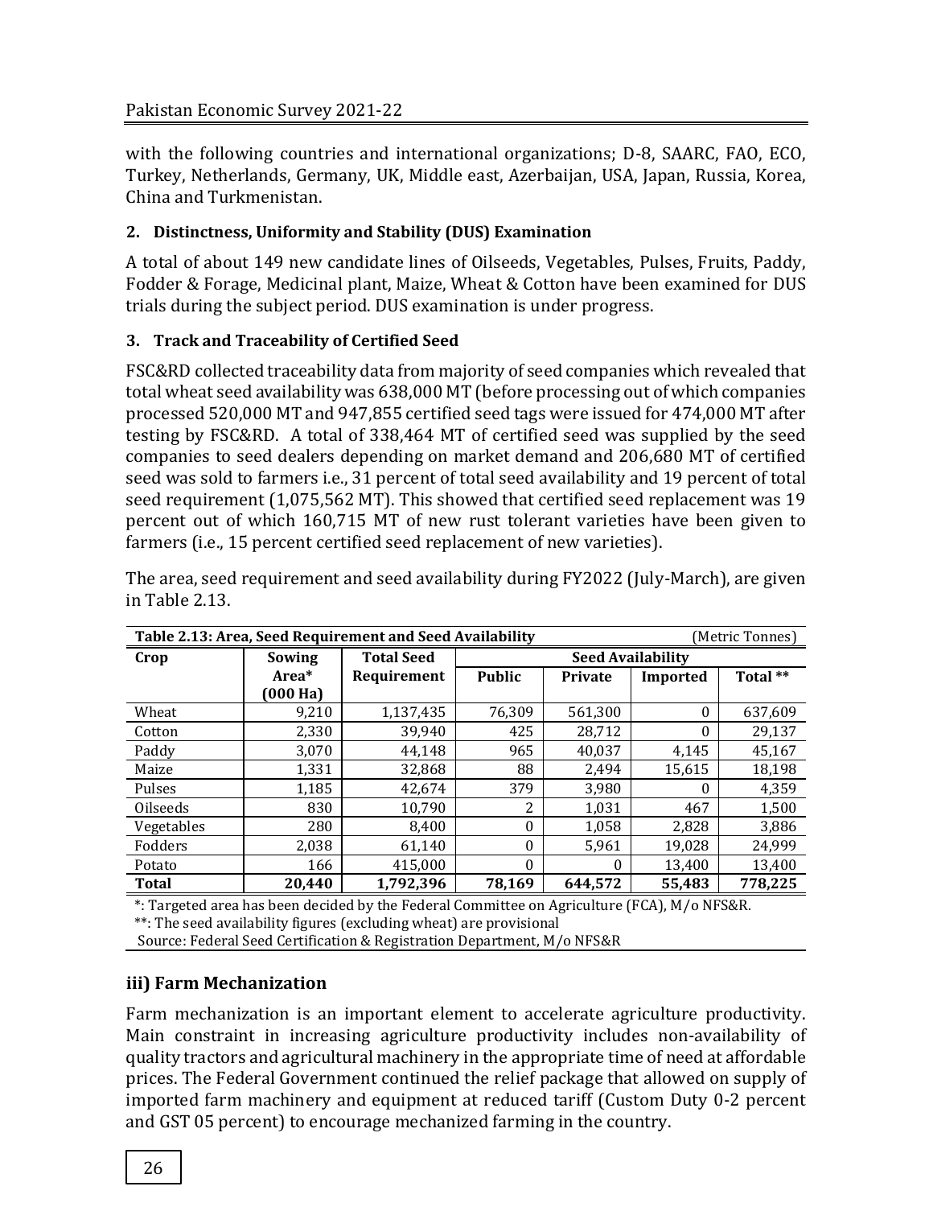with the following countries and international organizations; D-8, SAARC, FAO, ECO, Turkey, Netherlands, Germany, UK, Middle east, Azerbaijan, USA, Japan, Russia, Korea, China and Turkmenistan.

**2. Distinctness, Uniformity and Stability (DUS) Examination**

A total of about 149 new candidate lines of Oilseeds, Vegetables, Pulses, Fruits, Paddy, Fodder & Forage, Medicinal plant, Maize, Wheat & Cotton have been examined for DUS trials during the subject period. DUS examination is under progress.

**3. Track and Traceability of Certified Seed**

FSC&RD collected traceability data from majority of seed companies which revealed that total wheat seed availability was 638,000 MT (before processing out of which companies processed 520,000 MT and 947,855 certified seed tags were issued for 474,000 MT after testing by FSC&RD. A total of 338,464 MT of certified seed was supplied by the seed companies to seed dealers depending on market demand and 206,680 MT of certified seed was sold to farmers i.e., 31 percent of total seed availability and 19 percent of total seed requirement (1,075,562 MT). This showed that certified seed replacement was 19 percent out of which 160,715 MT of new rust tolerant varieties have been given to farmers (i.e., 15 percent certified seed replacement of new varieties).

The area, seed requirement and seed availability during FY2022 (July-March), are given in Table 2.13.

**Table 2.13: Area, Seed Requirement and Seed Availability** (Metric Tonnes)

| Crop | Sowing Area* (000 Ha) | Total Seed Requirement | Seed Availability | | | |
|---|---|---|---|---|---|---|
| | | | Public | Private | Imported | Total ** |
| Wheat | 9,210 | 1,137,435 | 76,309 | 561,300 | 0 | 637,609 |
| Cotton | 2,330 | 39,940 | 425 | 28,712 | 0 | 29,137 |
| Paddy | 3,070 | 44,148 | 965 | 40,037 | 4,145 | 45,167 |
| Maize | 1,331 | 32,868 | 88 | 2,494 | 15,615 | 18,198 |
| Pulses | 1,185 | 42,674 | 379 | 3,980 | 0 | 4,359 |
| Oilseeds | 830 | 10,790 | 2 | 1,031 | 467 | 1,500 |
| Vegetables | 280 | 8,400 | 0 | 1,058 | 2,828 | 3,886 |
| Fodders | 2,038 | 61,140 | 0 | 5,961 | 19,028 | 24,999 |
| Potato | 166 | 415,000 | 0 | 0 | 13,400 | 13,400 |
| **Total** | **20,440** | **1,792,396** | **78,169** | **644,572** | **55,483** | **778,225** |

*: Targeted area has been decided by the Federal Committee on Agriculture (FCA), M/o NFS&R.
**: The seed availability figures (excluding wheat) are provisional
Source: Federal Seed Certification & Registration Department, M/o NFS&R

### iii) Farm Mechanization

Farm mechanization is an important element to accelerate agriculture productivity. Main constraint in increasing agriculture productivity includes non-availability of quality tractors and agricultural machinery in the appropriate time of need at affordable prices. The Federal Government continued the relief package that allowed on supply of imported farm machinery and equipment at reduced tariff (Custom Duty 0-2 percent and GST 05 percent) to encourage mechanized farming in the country.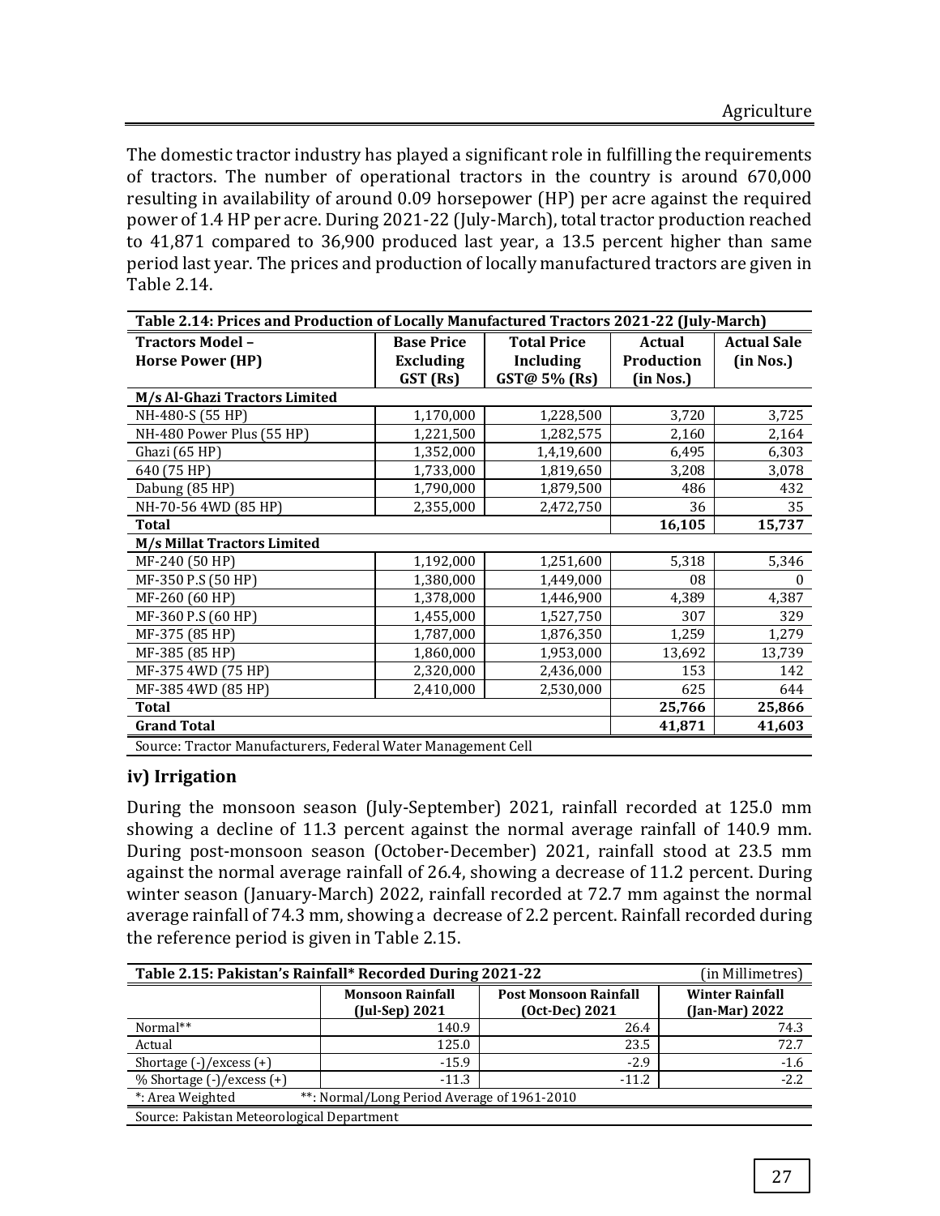The domestic tractor industry has played a significant role in fulfilling the requirements of tractors. The number of operational tractors in the country is around 670,000 resulting in availability of around 0.09 horsepower (HP) per acre against the required power of 1.4 HP per acre. During 2021-22 (July-March), total tractor production reached to 41,871 compared to 36,900 produced last year, a 13.5 percent higher than same period last year. The prices and production of locally manufactured tractors are given in Table 2.14.

**Table 2.14: Prices and Production of Locally Manufactured Tractors 2021-22 (July-March)**

| Tractors Model – Horse Power (HP) | Base Price Excluding GST (Rs) | Total Price Including GST@ 5% (Rs) | Actual Production (in Nos.) | Actual Sale (in Nos.) |
|---|---|---|---|---|
| **M/s Al-Ghazi Tractors Limited** | | | | |
| NH-480-S (55 HP) | 1,170,000 | 1,228,500 | 3,720 | 3,725 |
| NH-480 Power Plus (55 HP) | 1,221,500 | 1,282,575 | 2,160 | 2,164 |
| Ghazi (65 HP) | 1,352,000 | 1,4,19,600 | 6,495 | 6,303 |
| 640 (75 HP) | 1,733,000 | 1,819,650 | 3,208 | 3,078 |
| Dabung (85 HP) | 1,790,000 | 1,879,500 | 486 | 432 |
| NH-70-56 4WD (85 HP) | 2,355,000 | 2,472,750 | 36 | 35 |
| **Total** | | | **16,105** | **15,737** |
| **M/s Millat Tractors Limited** | | | | |
| MF-240 (50 HP) | 1,192,000 | 1,251,600 | 5,318 | 5,346 |
| MF-350 P.S (50 HP) | 1,380,000 | 1,449,000 | 08 | 0 |
| MF-260 (60 HP) | 1,378,000 | 1,446,900 | 4,389 | 4,387 |
| MF-360 P.S (60 HP) | 1,455,000 | 1,527,750 | 307 | 329 |
| MF-375 (85 HP) | 1,787,000 | 1,876,350 | 1,259 | 1,279 |
| MF-385 (85 HP) | 1,860,000 | 1,953,000 | 13,692 | 13,739 |
| MF-375 4WD (75 HP) | 2,320,000 | 2,436,000 | 153 | 142 |
| MF-385 4WD (85 HP) | 2,410,000 | 2,530,000 | 625 | 644 |
| **Total** | | | **25,766** | **25,866** |
| **Grand Total** | | | **41,871** | **41,603** |

Source: Tractor Manufacturers, Federal Water Management Cell

### iv) Irrigation

During the monsoon season (July-September) 2021, rainfall recorded at 125.0 mm showing a decline of 11.3 percent against the normal average rainfall of 140.9 mm. During post-monsoon season (October-December) 2021, rainfall stood at 23.5 mm against the normal average rainfall of 26.4, showing a decrease of 11.2 percent. During winter season (January-March) 2022, rainfall recorded at 72.7 mm against the normal average rainfall of 74.3 mm, showing a decrease of 2.2 percent. Rainfall recorded during the reference period is given in Table 2.15.

**Table 2.15: Pakistan's Rainfall* Recorded During 2021-22** (in Millimetres)

| | Monsoon Rainfall (Jul-Sep) 2021 | Post Monsoon Rainfall (Oct-Dec) 2021 | Winter Rainfall (Jan-Mar) 2022 |
|---|---|---|---|
| Normal** | 140.9 | 26.4 | 74.3 |
| Actual | 125.0 | 23.5 | 72.7 |
| Shortage (-)/excess (+) | -15.9 | -2.9 | -1.6 |
| % Shortage (-)/excess (+) | -11.3 | -11.2 | -2.2 |

*: Area Weighted **: Normal/Long Period Average of 1961-2010

Source: Pakistan Meteorological Department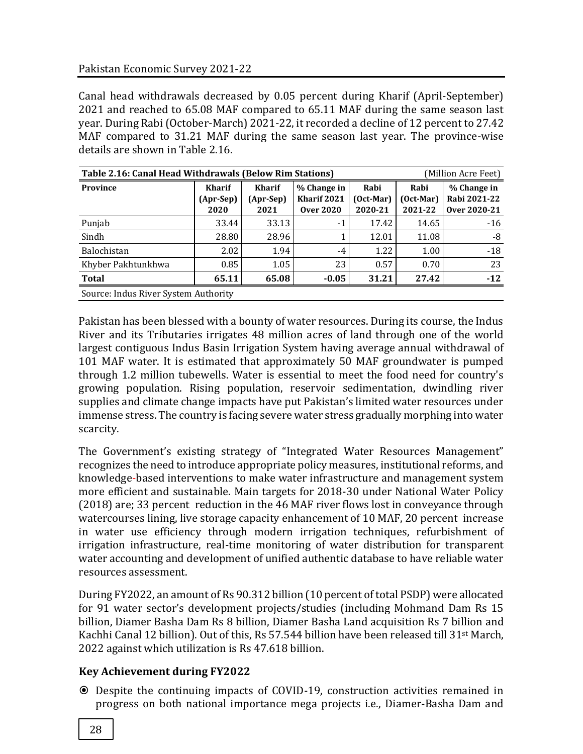Canal head withdrawals decreased by 0.05 percent during Kharif (April-September) 2021 and reached to 65.08 MAF compared to 65.11 MAF during the same season last year. During Rabi (October-March) 2021-22, it recorded a decline of 12 percent to 27.42 MAF compared to 31.21 MAF during the same season last year. The province-wise details are shown in Table 2.16.

**Table 2.16: Canal Head Withdrawals (Below Rim Stations)** (Million Acre Feet)

| Province | Kharif (Apr-Sep) 2020 | Kharif (Apr-Sep) 2021 | % Change in Kharif 2021 Over 2020 | Rabi (Oct-Mar) 2020-21 | Rabi (Oct-Mar) 2021-22 | % Change in Rabi 2021-22 Over 2020-21 |
|---|---|---|---|---|---|---|
| Punjab | 33.44 | 33.13 | -1 | 17.42 | 14.65 | -16 |
| Sindh | 28.80 | 28.96 | 1 | 12.01 | 11.08 | -8 |
| Balochistan | 2.02 | 1.94 | -4 | 1.22 | 1.00 | -18 |
| Khyber Pakhtunkhwa | 0.85 | 1.05 | 23 | 0.57 | 0.70 | 23 |
| **Total** | **65.11** | **65.08** | **-0.05** | **31.21** | **27.42** | **-12** |

Source: Indus River System Authority

Pakistan has been blessed with a bounty of water resources. During its course, the Indus River and its Tributaries irrigates 48 million acres of land through one of the world largest contiguous Indus Basin Irrigation System having average annual withdrawal of 101 MAF water. It is estimated that approximately 50 MAF groundwater is pumped through 1.2 million tubewells. Water is essential to meet the food need for country's growing population. Rising population, reservoir sedimentation, dwindling river supplies and climate change impacts have put Pakistan's limited water resources under immense stress. The country is facing severe water stress gradually morphing into water scarcity.

The Government's existing strategy of "Integrated Water Resources Management" recognizes the need to introduce appropriate policy measures, institutional reforms, and knowledge-based interventions to make water infrastructure and management system more efficient and sustainable. Main targets for 2018-30 under National Water Policy (2018) are; 33 percent reduction in the 46 MAF river flows lost in conveyance through watercourses lining, live storage capacity enhancement of 10 MAF, 20 percent increase in water use efficiency through modern irrigation techniques, refurbishment of irrigation infrastructure, real-time monitoring of water distribution for transparent water accounting and development of unified authentic database to have reliable water resources assessment.

During FY2022, an amount of Rs 90.312 billion (10 percent of total PSDP) were allocated for 91 water sector's development projects/studies (including Mohmand Dam Rs 15 billion, Diamer Basha Dam Rs 8 billion, Diamer Basha Land acquisition Rs 7 billion and Kachhi Canal 12 billion). Out of this, Rs 57.544 billion have been released till 31st March, 2022 against which utilization is Rs 47.618 billion.

### Key Achievement during FY2022

- Despite the continuing impacts of COVID-19, construction activities remained in progress on both national importance mega projects i.e., Diamer-Basha Dam and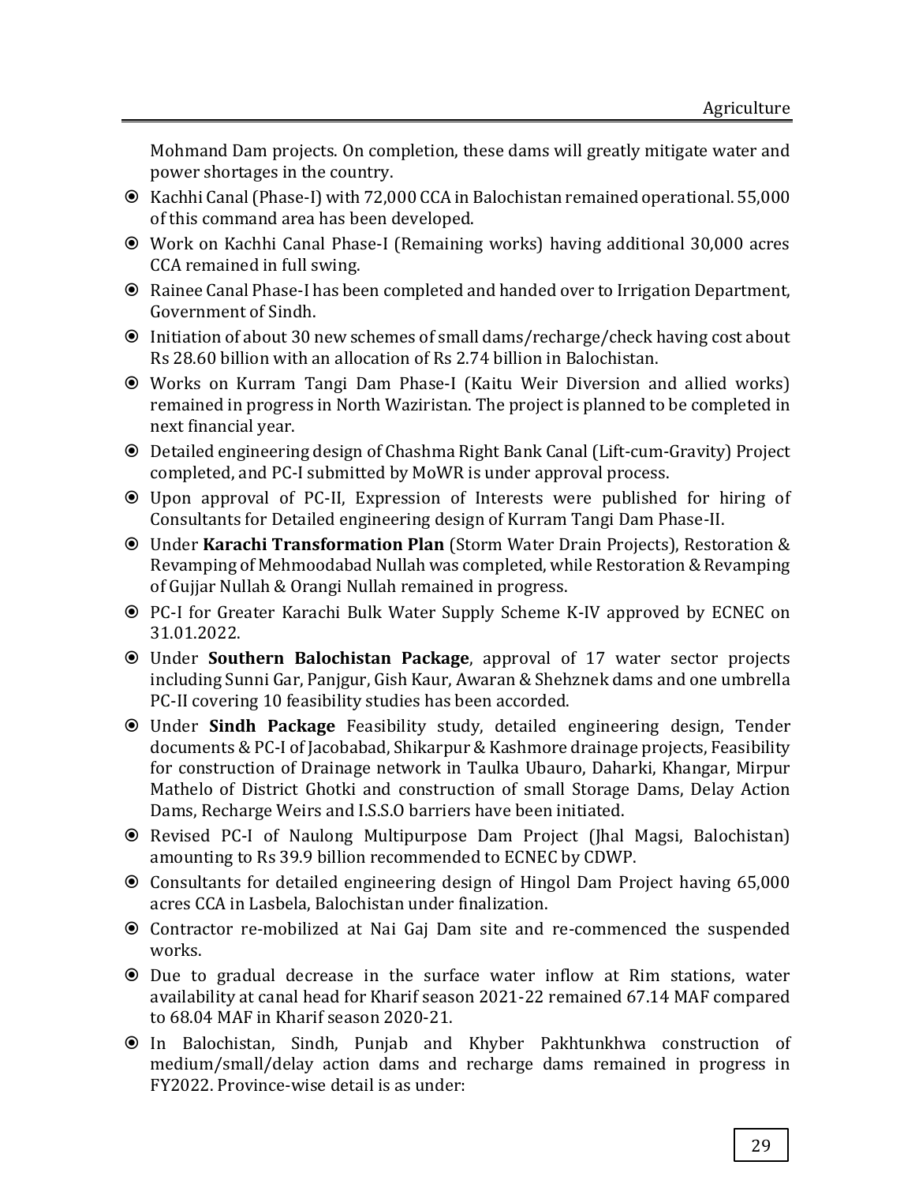Mohmand Dam projects. On completion, these dams will greatly mitigate water and power shortages in the country.

- Kachhi Canal (Phase-I) with 72,000 CCA in Balochistan remained operational. 55,000 of this command area has been developed.
- Work on Kachhi Canal Phase-I (Remaining works) having additional 30,000 acres CCA remained in full swing.
- Rainee Canal Phase-I has been completed and handed over to Irrigation Department, Government of Sindh.
- Initiation of about 30 new schemes of small dams/recharge/check having cost about Rs 28.60 billion with an allocation of Rs 2.74 billion in Balochistan.
- Works on Kurram Tangi Dam Phase-I (Kaitu Weir Diversion and allied works) remained in progress in North Waziristan. The project is planned to be completed in next financial year.
- Detailed engineering design of Chashma Right Bank Canal (Lift-cum-Gravity) Project completed, and PC-I submitted by MoWR is under approval process.
- Upon approval of PC-II, Expression of Interests were published for hiring of Consultants for Detailed engineering design of Kurram Tangi Dam Phase-II.
- Under **Karachi Transformation Plan** (Storm Water Drain Projects), Restoration & Revamping of Mehmoodabad Nullah was completed, while Restoration & Revamping of Gujjar Nullah & Orangi Nullah remained in progress.
- PC-I for Greater Karachi Bulk Water Supply Scheme K-IV approved by ECNEC on 31.01.2022.
- Under **Southern Balochistan Package**, approval of 17 water sector projects including Sunni Gar, Panjgur, Gish Kaur, Awaran & Shehznek dams and one umbrella PC-II covering 10 feasibility studies has been accorded.
- Under **Sindh Package** Feasibility study, detailed engineering design, Tender documents & PC-I of Jacobabad, Shikarpur & Kashmore drainage projects, Feasibility for construction of Drainage network in Taulka Ubauro, Daharki, Khangar, Mirpur Mathelo of District Ghotki and construction of small Storage Dams, Delay Action Dams, Recharge Weirs and I.S.S.O barriers have been initiated.
- Revised PC-I of Naulong Multipurpose Dam Project (Jhal Magsi, Balochistan) amounting to Rs 39.9 billion recommended to ECNEC by CDWP.
- Consultants for detailed engineering design of Hingol Dam Project having 65,000 acres CCA in Lasbela, Balochistan under finalization.
- Contractor re-mobilized at Nai Gaj Dam site and re-commenced the suspended works.
- Due to gradual decrease in the surface water inflow at Rim stations, water availability at canal head for Kharif season 2021-22 remained 67.14 MAF compared to 68.04 MAF in Kharif season 2020-21.
- In Balochistan, Sindh, Punjab and Khyber Pakhtunkhwa construction of medium/small/delay action dams and recharge dams remained in progress in FY2022. Province-wise detail is as under: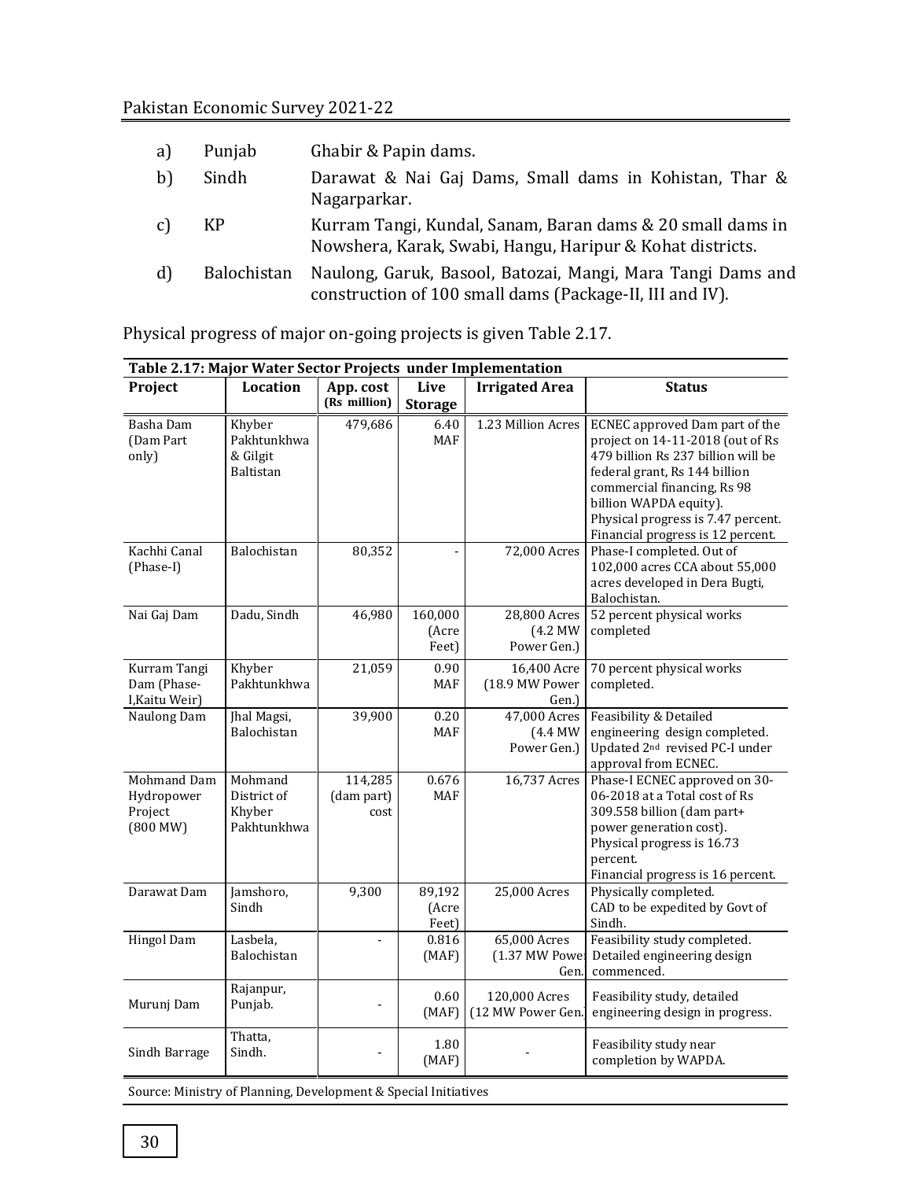| | | |
|---|---|---|
| a) | Punjab | Ghabir & Papin dams. |
| b) | Sindh | Darawat & Nai Gaj Dams, Small dams in Kohistan, Thar & Nagarparkar. |
| c) | KP | Kurram Tangi, Kundal, Sanam, Baran dams & 20 small dams in Nowshera, Karak, Swabi, Hangu, Haripur & Kohat districts. |
| d) | Balochistan | Naulong, Garuk, Basool, Batozai, Mangi, Mara Tangi Dams and construction of 100 small dams (Package-II, III and IV). |

Physical progress of major on-going projects is given Table 2.17.

**Table 2.17: Major Water Sector Projects under Implementation**

| Project | Location | App. cost (Rs million) | Live Storage | Irrigated Area | Status |
|---|---|---|---|---|---|
| Basha Dam (Dam Part only) | Khyber Pakhtunkhwa & Gilgit Baltistan | 479,686 | 6.40 MAF | 1.23 Million Acres | ECNEC approved Dam part of the project on 14-11-2018 (out of Rs 479 billion Rs 237 billion will be federal grant, Rs 144 billion commercial financing, Rs 98 billion WAPDA equity). Physical progress is 7.47 percent. Financial progress is 12 percent. |
| Kachhi Canal (Phase-I) | Balochistan | 80,352 | - | 72,000 Acres | Phase-I completed. Out of 102,000 acres CCA about 55,000 acres developed in Dera Bugti, Balochistan. |
| Nai Gaj Dam | Dadu, Sindh | 46,980 | 160,000 (Acre Feet) | 28,800 Acres (4.2 MW Power Gen.) | 52 percent physical works completed |
| Kurram Tangi Dam (Phase-I,Kaitu Weir) | Khyber Pakhtunkhwa | 21,059 | 0.90 MAF | 16,400 Acre (18.9 MW Power Gen.) | 70 percent physical works completed. |
| Naulong Dam | Jhal Magsi, Balochistan | 39,900 | 0.20 MAF | 47,000 Acres (4.4 MW Power Gen.) | Feasibility & Detailed engineering design completed. Updated 2nd revised PC-I under approval from ECNEC. |
| Mohmand Dam Hydropower Project (800 MW) | Mohmand District of Khyber Pakhtunkhwa | 114,285 (dam part) cost | 0.676 MAF | 16,737 Acres | Phase-I ECNEC approved on 30-06-2018 at a Total cost of Rs 309.558 billion (dam part+ power generation cost). Physical progress is 16.73 percent. Financial progress is 16 percent. |
| Darawat Dam | Jamshoro, Sindh | 9,300 | 89,192 (Acre Feet) | 25,000 Acres | Physically completed. CAD to be expedited by Govt of Sindh. |
| Hingol Dam | Lasbela, Balochistan | - | 0.816 (MAF) | 65,000 Acres (1.37 MW Power Gen. | Feasibility study completed. Detailed engineering design commenced. |
| Murunj Dam | Rajanpur, Punjab. | - | 0.60 (MAF) | 120,000 Acres (12 MW Power Gen.) | Feasibility study, detailed engineering design in progress. |
| Sindh Barrage | Thatta, Sindh. | - | 1.80 (MAF) | - | Feasibility study near completion by WAPDA. |

Source: Ministry of Planning, Development & Special Initiatives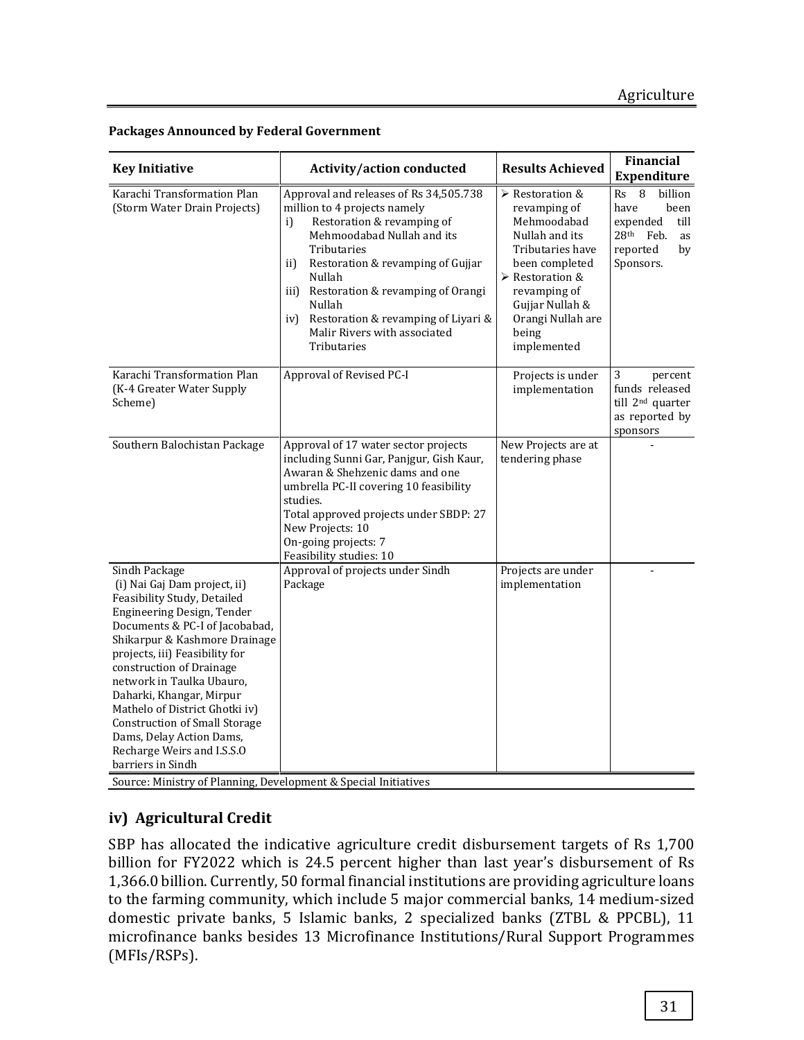**Packages Announced by Federal Government**

| Key Initiative | Activity/action conducted | Results Achieved | Financial Expenditure |
|---|---|---|---|
| Karachi Transformation Plan (Storm Water Drain Projects) | Approval and releases of Rs 34,505.738 million to 4 projects namely<br>i) Restoration & revamping of Mehmoodabad Nullah and its Tributaries<br>ii) Restoration & revamping of Gujjar Nullah<br>iii) Restoration & revamping of Orangi Nullah<br>iv) Restoration & revamping of Liyari & Malir Rivers with associated Tributaries | ➢ Restoration & revamping of Mehmoodabad Nullah and its Tributaries have been completed<br>➢ Restoration & revamping of Gujjar Nullah & Orangi Nullah are being implemented | Rs 8 billion have been expended till 28th Feb. as reported by Sponsors. |
| Karachi Transformation Plan (K-4 Greater Water Supply Scheme) | Approval of Revised PC-I | Projects is under implementation | 3 percent funds released till 2nd quarter as reported by sponsors |
| Southern Balochistan Package | Approval of 17 water sector projects including Sunni Gar, Panjgur, Gish Kaur, Awaran & Shehzenic dams and one umbrella PC-II covering 10 feasibility studies.<br>Total approved projects under SBDP: 27<br>New Projects: 10<br>On-going projects: 7<br>Feasibility studies: 10 | New Projects are at tendering phase | - |
| Sindh Package<br>(i) Nai Gaj Dam project, ii) Feasibility Study, Detailed Engineering Design, Tender Documents & PC-I of Jacobabad, Shikarpur & Kashmore Drainage projects, iii) Feasibility for construction of Drainage network in Taulka Ubauro, Daharki, Khangar, Mirpur Mathelo of District Ghotki iv) Construction of Small Storage Dams, Delay Action Dams, Recharge Weirs and I.S.S.O barriers in Sindh | Approval of projects under Sindh Package | Projects are under implementation | - |

Source: Ministry of Planning, Development & Special Initiatives

### iv) Agricultural Credit

SBP has allocated the indicative agriculture credit disbursement targets of Rs 1,700 billion for FY2022 which is 24.5 percent higher than last year's disbursement of Rs 1,366.0 billion. Currently, 50 formal financial institutions are providing agriculture loans to the farming community, which include 5 major commercial banks, 14 medium-sized domestic private banks, 5 Islamic banks, 2 specialized banks (ZTBL & PPCBL), 11 microfinance banks besides 13 Microfinance Institutions/Rural Support Programmes (MFIs/RSPs).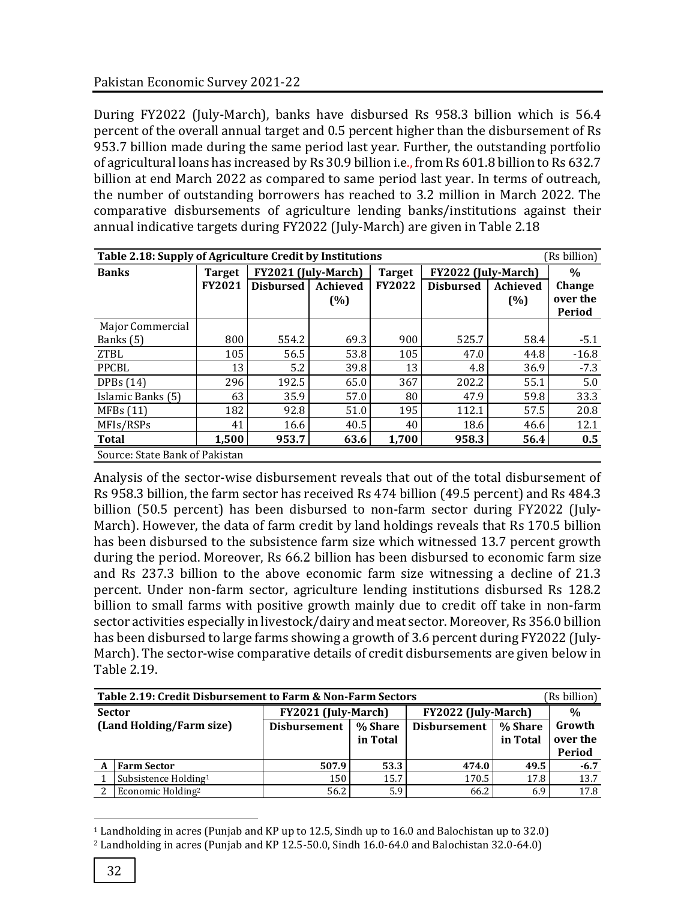During FY2022 (July-March), banks have disbursed Rs 958.3 billion which is 56.4 percent of the overall annual target and 0.5 percent higher than the disbursement of Rs 953.7 billion made during the same period last year. Further, the outstanding portfolio of agricultural loans has increased by Rs 30.9 billion i.e., from Rs 601.8 billion to Rs 632.7 billion at end March 2022 as compared to same period last year. In terms of outreach, the number of outstanding borrowers has reached to 3.2 million in March 2022. The comparative disbursements of agriculture lending banks/institutions against their annual indicative targets during FY2022 (July-March) are given in Table 2.18

**Table 2.18: Supply of Agriculture Credit by Institutions** (Rs billion)

| Banks | Target FY2021 | FY2021 (July-March) | | Target FY2022 | FY2022 (July-March) | | % Change over the Period |
|---|---|---|---|---|---|---|---|
| | | Disbursed | Achieved (%) | | Disbursed | Achieved (%) | |
| Major Commercial Banks (5) | 800 | 554.2 | 69.3 | 900 | 525.7 | 58.4 | -5.1 |
| ZTBL | 105 | 56.5 | 53.8 | 105 | 47.0 | 44.8 | -16.8 |
| PPCBL | 13 | 5.2 | 39.8 | 13 | 4.8 | 36.9 | -7.3 |
| DPBs (14) | 296 | 192.5 | 65.0 | 367 | 202.2 | 55.1 | 5.0 |
| Islamic Banks (5) | 63 | 35.9 | 57.0 | 80 | 47.9 | 59.8 | 33.3 |
| MFBs (11) | 182 | 92.8 | 51.0 | 195 | 112.1 | 57.5 | 20.8 |
| MFIs/RSPs | 41 | 16.6 | 40.5 | 40 | 18.6 | 46.6 | 12.1 |
| **Total** | **1,500** | **953.7** | **63.6** | **1,700** | **958.3** | **56.4** | **0.5** |

Source: State Bank of Pakistan

Analysis of the sector-wise disbursement reveals that out of the total disbursement of Rs 958.3 billion, the farm sector has received Rs 474 billion (49.5 percent) and Rs 484.3 billion (50.5 percent) has been disbursed to non-farm sector during FY2022 (July-March). However, the data of farm credit by land holdings reveals that Rs 170.5 billion has been disbursed to the subsistence farm size which witnessed 13.7 percent growth during the period. Moreover, Rs 66.2 billion has been disbursed to economic farm size and Rs 237.3 billion to the above economic farm size witnessing a decline of 21.3 percent. Under non-farm sector, agriculture lending institutions disbursed Rs 128.2 billion to small farms with positive growth mainly due to credit off take in non-farm sector activities especially in livestock/dairy and meat sector. Moreover, Rs 356.0 billion has been disbursed to large farms showing a growth of 3.6 percent during FY2022 (July-March). The sector-wise comparative details of credit disbursements are given below in Table 2.19.

**Table 2.19: Credit Disbursement to Farm & Non-Farm Sectors** (Rs billion)

| | Sector (Land Holding/Farm size) | FY2021 (July-March) | | FY2022 (July-March) | | % Growth over the Period |
|---|---|---|---|---|---|---|
| | | Disbursement | % Share in Total | Disbursement | % Share in Total | |
| **A** | **Farm Sector** | **507.9** | **53.3** | **474.0** | **49.5** | **-6.7** |
| 1 | Subsistence Holding[1] | 150 | 15.7 | 170.5 | 17.8 | 13.7 |
| 2 | Economic Holding[2] | 56.2 | 5.9 | 66.2 | 6.9 | 17.8 |

[1] Landholding in acres (Punjab and KP up to 12.5, Sindh up to 16.0 and Balochistan up to 32.0)

[2] Landholding in acres (Punjab and KP 12.5-50.0, Sindh 16.0-64.0 and Balochistan 32.0-64.0)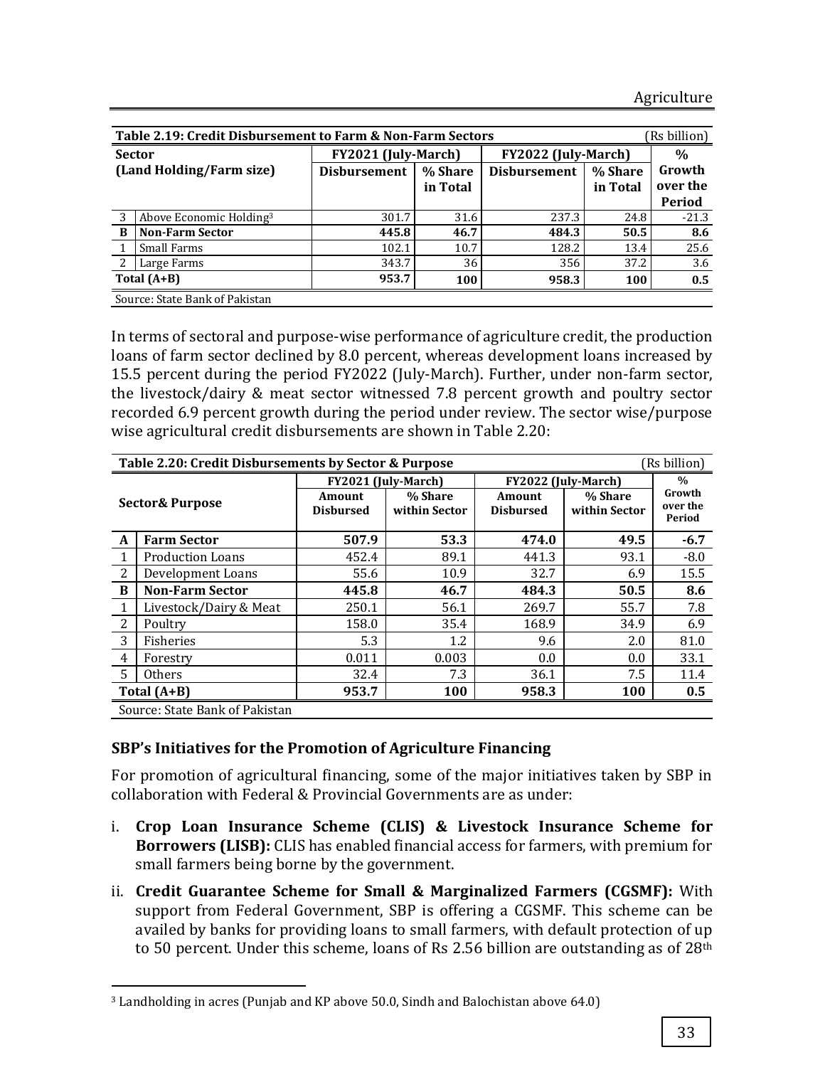| Table 2.19: Credit Disbursement to Farm & Non-Farm Sectors | | | | | | (Rs billion) |
|---|---|---|---|---|---|---|
| Sector (Land Holding/Farm size) | | FY2021 (July-March) | | FY2022 (July-March) | | % Growth over the Period |
| | | Disbursement | % Share in Total | Disbursement | % Share in Total | |
| 3 | Above Economic Holding[3] | 301.7 | 31.6 | 237.3 | 24.8 | -21.3 |
| **B** | **Non-Farm Sector** | **445.8** | **46.7** | **484.3** | **50.5** | **8.6** |
| 1 | Small Farms | 102.1 | 10.7 | 128.2 | 13.4 | 25.6 |
| 2 | Large Farms | 343.7 | 36 | 356 | 37.2 | 3.6 |
| **Total (A+B)** | | **953.7** | **100** | **958.3** | **100** | **0.5** |

Source: State Bank of Pakistan

In terms of sectoral and purpose-wise performance of agriculture credit, the production loans of farm sector declined by 8.0 percent, whereas development loans increased by 15.5 percent during the period FY2022 (July-March). Further, under non-farm sector, the livestock/dairy & meat sector witnessed 7.8 percent growth and poultry sector recorded 6.9 percent growth during the period under review. The sector wise/purpose wise agricultural credit disbursements are shown in Table 2.20:

| Table 2.20: Credit Disbursements by Sector & Purpose | | | | | | (Rs billion) |
|---|---|---|---|---|---|---|
| Sector& Purpose | | FY2021 (July-March) | | FY2022 (July-March) | | % Growth over the Period |
| | | Amount Disbursed | % Share within Sector | Amount Disbursed | % Share within Sector | |
| **A** | **Farm Sector** | **507.9** | **53.3** | **474.0** | **49.5** | **-6.7** |
| 1 | Production Loans | 452.4 | 89.1 | 441.3 | 93.1 | -8.0 |
| 2 | Development Loans | 55.6 | 10.9 | 32.7 | 6.9 | 15.5 |
| **B** | **Non-Farm Sector** | **445.8** | **46.7** | **484.3** | **50.5** | **8.6** |
| 1 | Livestock/Dairy & Meat | 250.1 | 56.1 | 269.7 | 55.7 | 7.8 |
| 2 | Poultry | 158.0 | 35.4 | 168.9 | 34.9 | 6.9 |
| 3 | Fisheries | 5.3 | 1.2 | 9.6 | 2.0 | 81.0 |
| 4 | Forestry | 0.011 | 0.003 | 0.0 | 0.0 | 33.1 |
| 5 | Others | 32.4 | 7.3 | 36.1 | 7.5 | 11.4 |
| **Total (A+B)** | | **953.7** | **100** | **958.3** | **100** | **0.5** |

Source: State Bank of Pakistan

### SBP's Initiatives for the Promotion of Agriculture Financing

For promotion of agricultural financing, some of the major initiatives taken by SBP in collaboration with Federal & Provincial Governments are as under:

i. **Crop Loan Insurance Scheme (CLIS) & Livestock Insurance Scheme for Borrowers (LISB):** CLIS has enabled financial access for farmers, with premium for small farmers being borne by the government.

ii. **Credit Guarantee Scheme for Small & Marginalized Farmers (CGSMF):** With support from Federal Government, SBP is offering a CGSMF. This scheme can be availed by banks for providing loans to small farmers, with default protection of up to 50 percent. Under this scheme, loans of Rs 2.56 billion are outstanding as of 28th

[3] Landholding in acres (Punjab and KP above 50.0, Sindh and Balochistan above 64.0)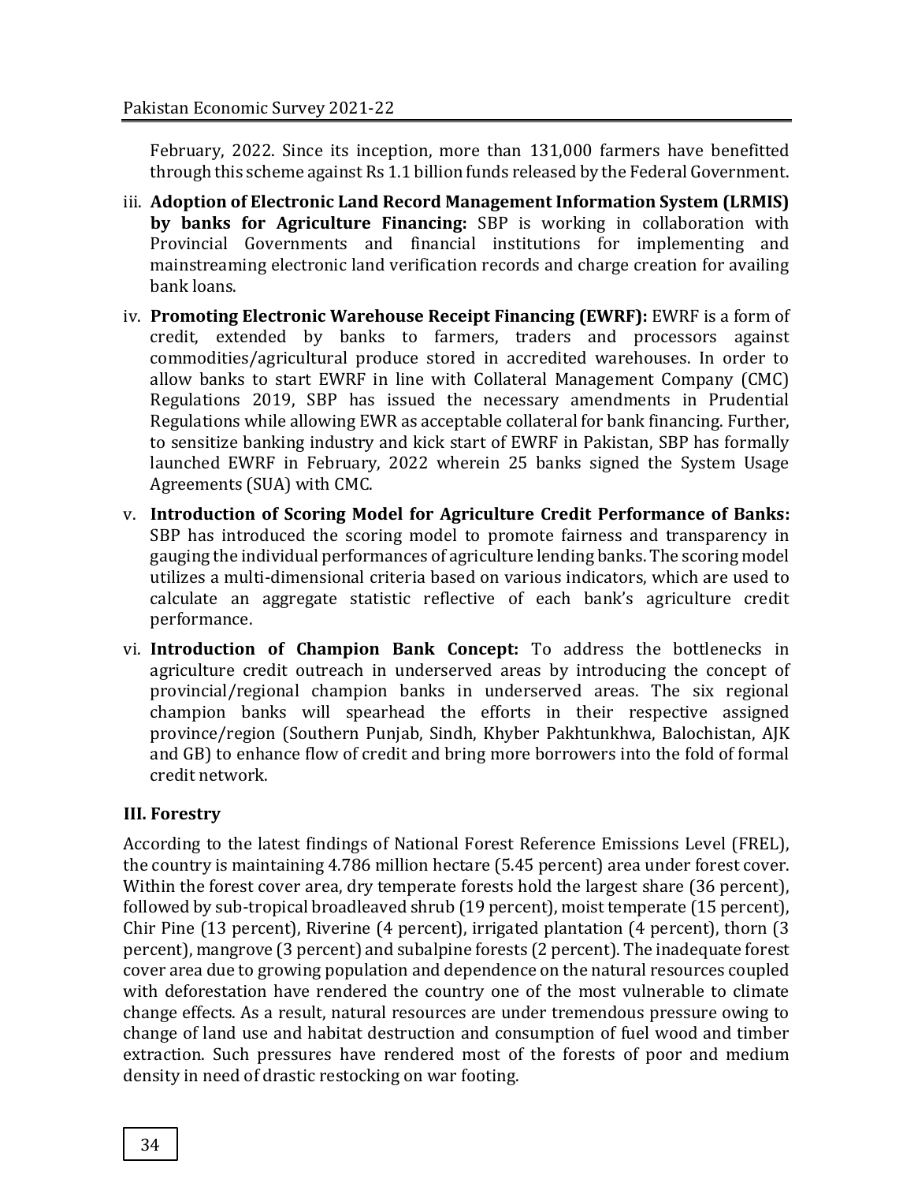February, 2022. Since its inception, more than 131,000 farmers have benefitted through this scheme against Rs 1.1 billion funds released by the Federal Government.

iii. **Adoption of Electronic Land Record Management Information System (LRMIS) by banks for Agriculture Financing:** SBP is working in collaboration with Provincial Governments and financial institutions for implementing and mainstreaming electronic land verification records and charge creation for availing bank loans.

iv. **Promoting Electronic Warehouse Receipt Financing (EWRF):** EWRF is a form of credit, extended by banks to farmers, traders and processors against commodities/agricultural produce stored in accredited warehouses. In order to allow banks to start EWRF in line with Collateral Management Company (CMC) Regulations 2019, SBP has issued the necessary amendments in Prudential Regulations while allowing EWR as acceptable collateral for bank financing. Further, to sensitize banking industry and kick start of EWRF in Pakistan, SBP has formally launched EWRF in February, 2022 wherein 25 banks signed the System Usage Agreements (SUA) with CMC.

v. **Introduction of Scoring Model for Agriculture Credit Performance of Banks:** SBP has introduced the scoring model to promote fairness and transparency in gauging the individual performances of agriculture lending banks. The scoring model utilizes a multi-dimensional criteria based on various indicators, which are used to calculate an aggregate statistic reflective of each bank's agriculture credit performance.

vi. **Introduction of Champion Bank Concept:** To address the bottlenecks in agriculture credit outreach in underserved areas by introducing the concept of provincial/regional champion banks in underserved areas. The six regional champion banks will spearhead the efforts in their respective assigned province/region (Southern Punjab, Sindh, Khyber Pakhtunkhwa, Balochistan, AJK and GB) to enhance flow of credit and bring more borrowers into the fold of formal credit network.

### III. Forestry

According to the latest findings of National Forest Reference Emissions Level (FREL), the country is maintaining 4.786 million hectare (5.45 percent) area under forest cover. Within the forest cover area, dry temperate forests hold the largest share (36 percent), followed by sub-tropical broadleaved shrub (19 percent), moist temperate (15 percent), Chir Pine (13 percent), Riverine (4 percent), irrigated plantation (4 percent), thorn (3 percent), mangrove (3 percent) and subalpine forests (2 percent). The inadequate forest cover area due to growing population and dependence on the natural resources coupled with deforestation have rendered the country one of the most vulnerable to climate change effects. As a result, natural resources are under tremendous pressure owing to change of land use and habitat destruction and consumption of fuel wood and timber extraction. Such pressures have rendered most of the forests of poor and medium density in need of drastic restocking on war footing.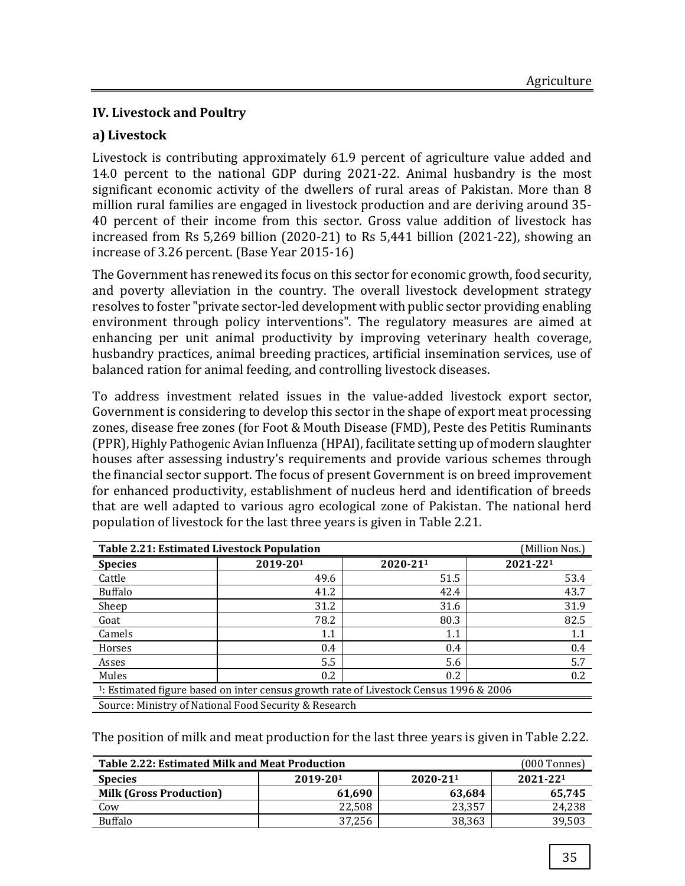## IV. Livestock and Poultry

### a) Livestock

Livestock is contributing approximately 61.9 percent of agriculture value added and 14.0 percent to the national GDP during 2021-22. Animal husbandry is the most significant economic activity of the dwellers of rural areas of Pakistan. More than 8 million rural families are engaged in livestock production and are deriving around 35-40 percent of their income from this sector. Gross value addition of livestock has increased from Rs 5,269 billion (2020-21) to Rs 5,441 billion (2021-22), showing an increase of 3.26 percent. (Base Year 2015-16)

The Government has renewed its focus on this sector for economic growth, food security, and poverty alleviation in the country. The overall livestock development strategy resolves to foster "private sector-led development with public sector providing enabling environment through policy interventions". The regulatory measures are aimed at enhancing per unit animal productivity by improving veterinary health coverage, husbandry practices, animal breeding practices, artificial insemination services, use of balanced ration for animal feeding, and controlling livestock diseases.

To address investment related issues in the value-added livestock export sector, Government is considering to develop this sector in the shape of export meat processing zones, disease free zones (for Foot & Mouth Disease (FMD), Peste des Petitis Ruminants (PPR), Highly Pathogenic Avian Influenza (HPAI), facilitate setting up of modern slaughter houses after assessing industry's requirements and provide various schemes through the financial sector support. The focus of present Government is on breed improvement for enhanced productivity, establishment of nucleus herd and identification of breeds that are well adapted to various agro ecological zone of Pakistan. The national herd population of livestock for the last three years is given in Table 2.21.

**Table 2.21: Estimated Livestock Population** (Million Nos.)

| Species | 2019-20[1] | 2020-21[1] | 2021-22[1] |
|---|---|---|---|
| Cattle | 49.6 | 51.5 | 53.4 |
| Buffalo | 41.2 | 42.4 | 43.7 |
| Sheep | 31.2 | 31.6 | 31.9 |
| Goat | 78.2 | 80.3 | 82.5 |
| Camels | 1.1 | 1.1 | 1.1 |
| Horses | 0.4 | 0.4 | 0.4 |
| Asses | 5.5 | 5.6 | 5.7 |
| Mules | 0.2 | 0.2 | 0.2 |

[1]: Estimated figure based on inter census growth rate of Livestock Census 1996 & 2006

Source: Ministry of National Food Security & Research

The position of milk and meat production for the last three years is given in Table 2.22.

**Table 2.22: Estimated Milk and Meat Production** (000 Tonnes)

| Species | 2019-20[1] | 2020-21[1] | 2021-22[1] |
|---|---|---|---|
| **Milk (Gross Production)** | **61,690** | **63,684** | **65,745** |
| Cow | 22,508 | 23,357 | 24,238 |
| Buffalo | 37,256 | 38,363 | 39,503 |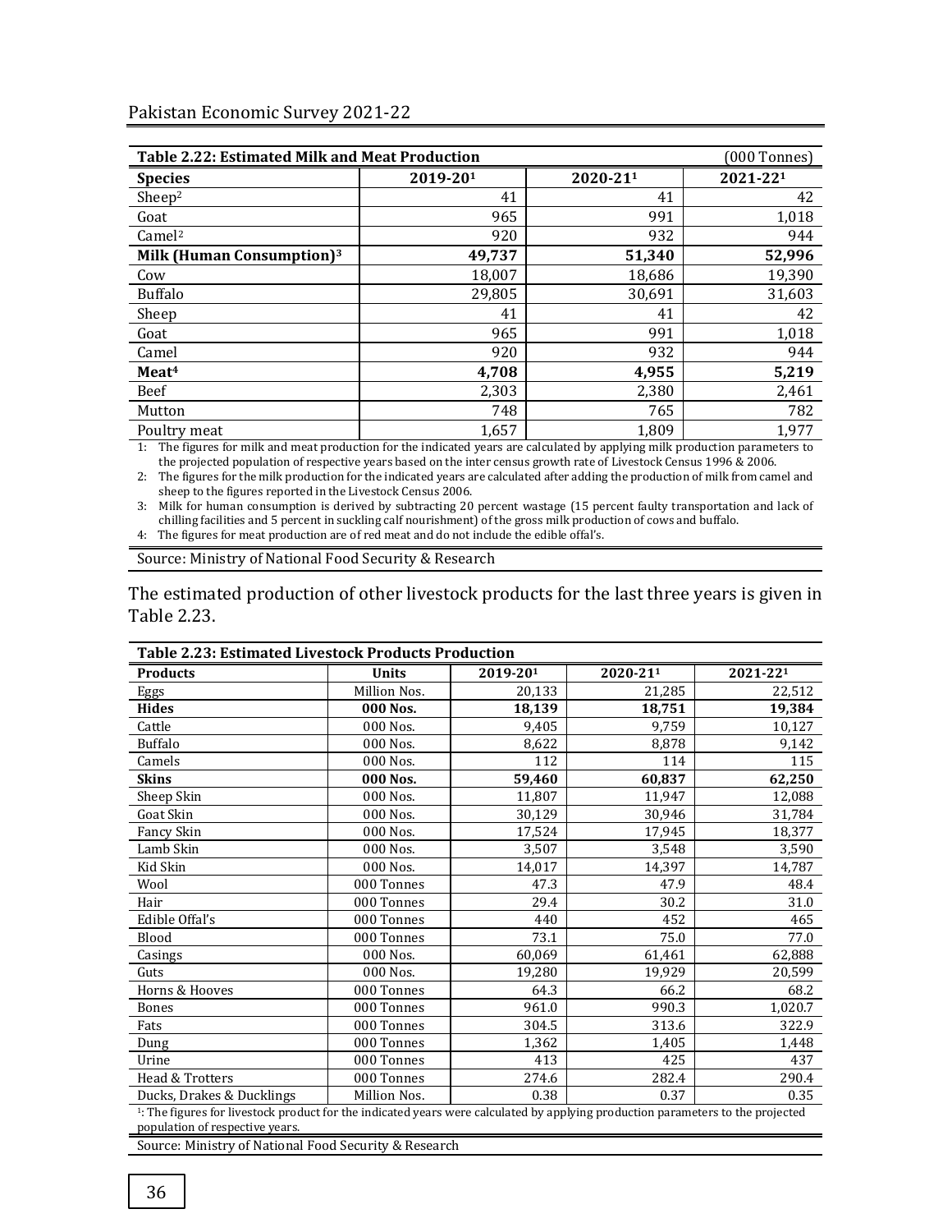| **Table 2.22: Estimated Milk and Meat Production** | | | (000 Tonnes) |
|---|---|---|---|
| **Species** | **2019-20[1]** | **2020-21[1]** | **2021-22[1]** |
| Sheep[2] | 41 | 41 | 42 |
| Goat | 965 | 991 | 1,018 |
| Camel[2] | 920 | 932 | 944 |
| **Milk (Human Consumption)[3]** | **49,737** | **51,340** | **52,996** |
| Cow | 18,007 | 18,686 | 19,390 |
| Buffalo | 29,805 | 30,691 | 31,603 |
| Sheep | 41 | 41 | 42 |
| Goat | 965 | 991 | 1,018 |
| Camel | 920 | 932 | 944 |
| **Meat[4]** | **4,708** | **4,955** | **5,219** |
| Beef | 2,303 | 2,380 | 2,461 |
| Mutton | 748 | 765 | 782 |
| Poultry meat | 1,657 | 1,809 | 1,977 |

1: The figures for milk and meat production for the indicated years are calculated by applying milk production parameters to the projected population of respective years based on the inter census growth rate of Livestock Census 1996 & 2006.

2: The figures for the milk production for the indicated years are calculated after adding the production of milk from camel and sheep to the figures reported in the Livestock Census 2006.

3: Milk for human consumption is derived by subtracting 20 percent wastage (15 percent faulty transportation and lack of chilling facilities and 5 percent in suckling calf nourishment) of the gross milk production of cows and buffalo.

4: The figures for meat production are of red meat and do not include the edible offal's.

Source: Ministry of National Food Security & Research

The estimated production of other livestock products for the last three years is given in Table 2.23.

| **Table 2.23: Estimated Livestock Products Production** | | | | |
|---|---|---|---|---|
| **Products** | **Units** | **2019-20[1]** | **2020-21[1]** | **2021-22[1]** |
| Eggs | Million Nos. | 20,133 | 21,285 | 22,512 |
| **Hides** | **000 Nos.** | **18,139** | **18,751** | **19,384** |
| Cattle | 000 Nos. | 9,405 | 9,759 | 10,127 |
| Buffalo | 000 Nos. | 8,622 | 8,878 | 9,142 |
| Camels | 000 Nos. | 112 | 114 | 115 |
| **Skins** | **000 Nos.** | **59,460** | **60,837** | **62,250** |
| Sheep Skin | 000 Nos. | 11,807 | 11,947 | 12,088 |
| Goat Skin | 000 Nos. | 30,129 | 30,946 | 31,784 |
| Fancy Skin | 000 Nos. | 17,524 | 17,945 | 18,377 |
| Lamb Skin | 000 Nos. | 3,507 | 3,548 | 3,590 |
| Kid Skin | 000 Nos. | 14,017 | 14,397 | 14,787 |
| Wool | 000 Tonnes | 47.3 | 47.9 | 48.4 |
| Hair | 000 Tonnes | 29.4 | 30.2 | 31.0 |
| Edible Offal's | 000 Tonnes | 440 | 452 | 465 |
| Blood | 000 Tonnes | 73.1 | 75.0 | 77.0 |
| Casings | 000 Nos. | 60,069 | 61,461 | 62,888 |
| Guts | 000 Nos. | 19,280 | 19,929 | 20,599 |
| Horns & Hooves | 000 Tonnes | 64.3 | 66.2 | 68.2 |
| Bones | 000 Tonnes | 961.0 | 990.3 | 1,020.7 |
| Fats | 000 Tonnes | 304.5 | 313.6 | 322.9 |
| Dung | 000 Tonnes | 1,362 | 1,405 | 1,448 |
| Urine | 000 Tonnes | 413 | 425 | 437 |
| Head & Trotters | 000 Tonnes | 274.6 | 282.4 | 290.4 |
| Ducks, Drakes & Ducklings | Million Nos. | 0.38 | 0.37 | 0.35 |

[1]: The figures for livestock product for the indicated years were calculated by applying production parameters to the projected population of respective years.

Source: Ministry of National Food Security & Research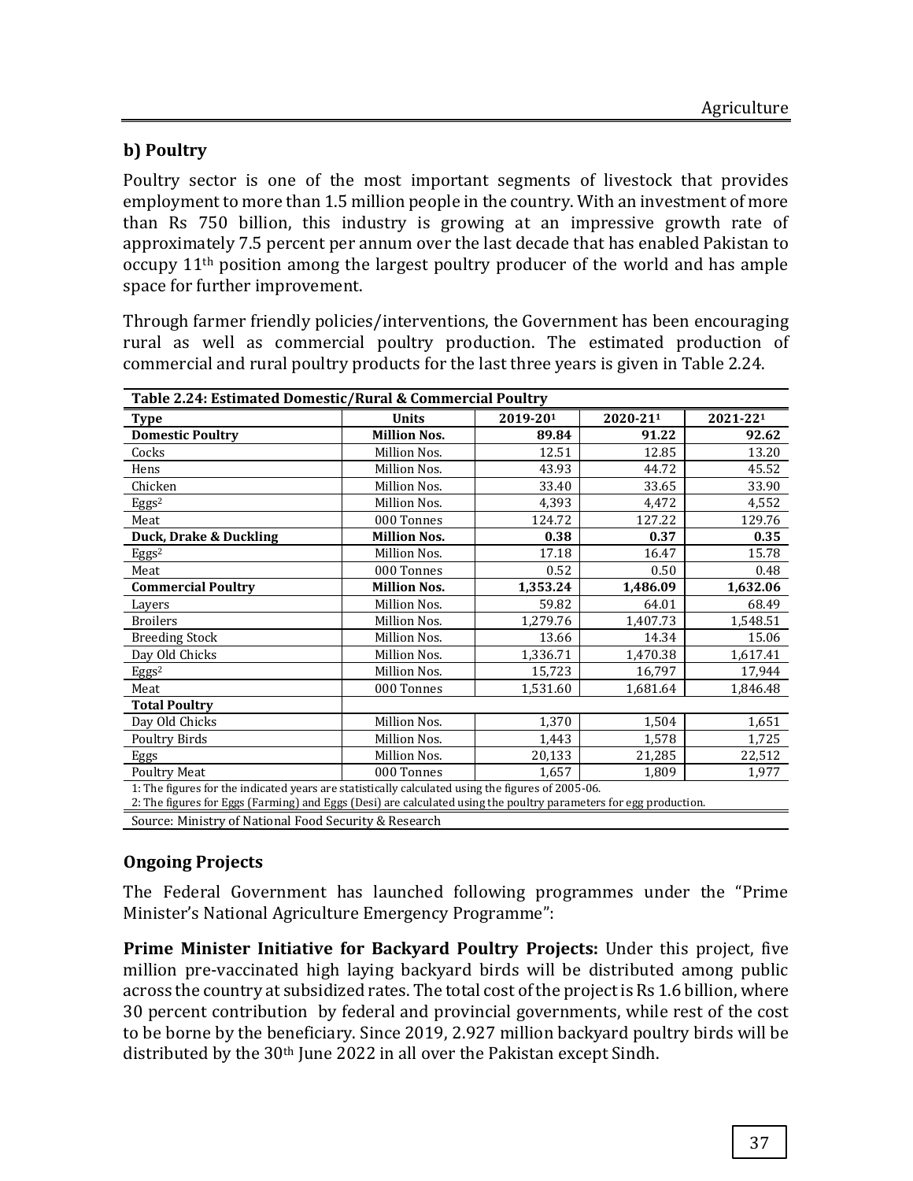### b) Poultry

Poultry sector is one of the most important segments of livestock that provides employment to more than 1.5 million people in the country. With an investment of more than Rs 750 billion, this industry is growing at an impressive growth rate of approximately 7.5 percent per annum over the last decade that has enabled Pakistan to occupy 11th position among the largest poultry producer of the world and has ample space for further improvement.

Through farmer friendly policies/interventions, the Government has been encouraging rural as well as commercial poultry production. The estimated production of commercial and rural poultry products for the last three years is given in Table 2.24.

**Table 2.24: Estimated Domestic/Rural & Commercial Poultry**

| Type | Units | 2019-20[1] | 2020-21[1] | 2021-22[1] |
|---|---|---|---|---|
| **Domestic Poultry** | **Million Nos.** | **89.84** | **91.22** | **92.62** |
| Cocks | Million Nos. | 12.51 | 12.85 | 13.20 |
| Hens | Million Nos. | 43.93 | 44.72 | 45.52 |
| Chicken | Million Nos. | 33.40 | 33.65 | 33.90 |
| Eggs[2] | Million Nos. | 4,393 | 4,472 | 4,552 |
| Meat | 000 Tonnes | 124.72 | 127.22 | 129.76 |
| **Duck, Drake & Duckling** | **Million Nos.** | **0.38** | **0.37** | **0.35** |
| Eggs[2] | Million Nos. | 17.18 | 16.47 | 15.78 |
| Meat | 000 Tonnes | 0.52 | 0.50 | 0.48 |
| **Commercial Poultry** | **Million Nos.** | **1,353.24** | **1,486.09** | **1,632.06** |
| Layers | Million Nos. | 59.82 | 64.01 | 68.49 |
| Broilers | Million Nos. | 1,279.76 | 1,407.73 | 1,548.51 |
| Breeding Stock | Million Nos. | 13.66 | 14.34 | 15.06 |
| Day Old Chicks | Million Nos. | 1,336.71 | 1,470.38 | 1,617.41 |
| Eggs[2] | Million Nos. | 15,723 | 16,797 | 17,944 |
| Meat | 000 Tonnes | 1,531.60 | 1,681.64 | 1,846.48 |
| **Total Poultry** | | | | |
| Day Old Chicks | Million Nos. | 1,370 | 1,504 | 1,651 |
| Poultry Birds | Million Nos. | 1,443 | 1,578 | 1,725 |
| Eggs | Million Nos. | 20,133 | 21,285 | 22,512 |
| Poultry Meat | 000 Tonnes | 1,657 | 1,809 | 1,977 |

1: The figures for the indicated years are statistically calculated using the figures of 2005-06.
2: The figures for Eggs (Farming) and Eggs (Desi) are calculated using the poultry parameters for egg production.

Source: Ministry of National Food Security & Research

### Ongoing Projects

The Federal Government has launched following programmes under the "Prime Minister's National Agriculture Emergency Programme":

**Prime Minister Initiative for Backyard Poultry Projects:** Under this project, five million pre-vaccinated high laying backyard birds will be distributed among public across the country at subsidized rates. The total cost of the project is Rs 1.6 billion, where 30 percent contribution by federal and provincial governments, while rest of the cost to be borne by the beneficiary. Since 2019, 2.927 million backyard poultry birds will be distributed by the 30th June 2022 in all over the Pakistan except Sindh.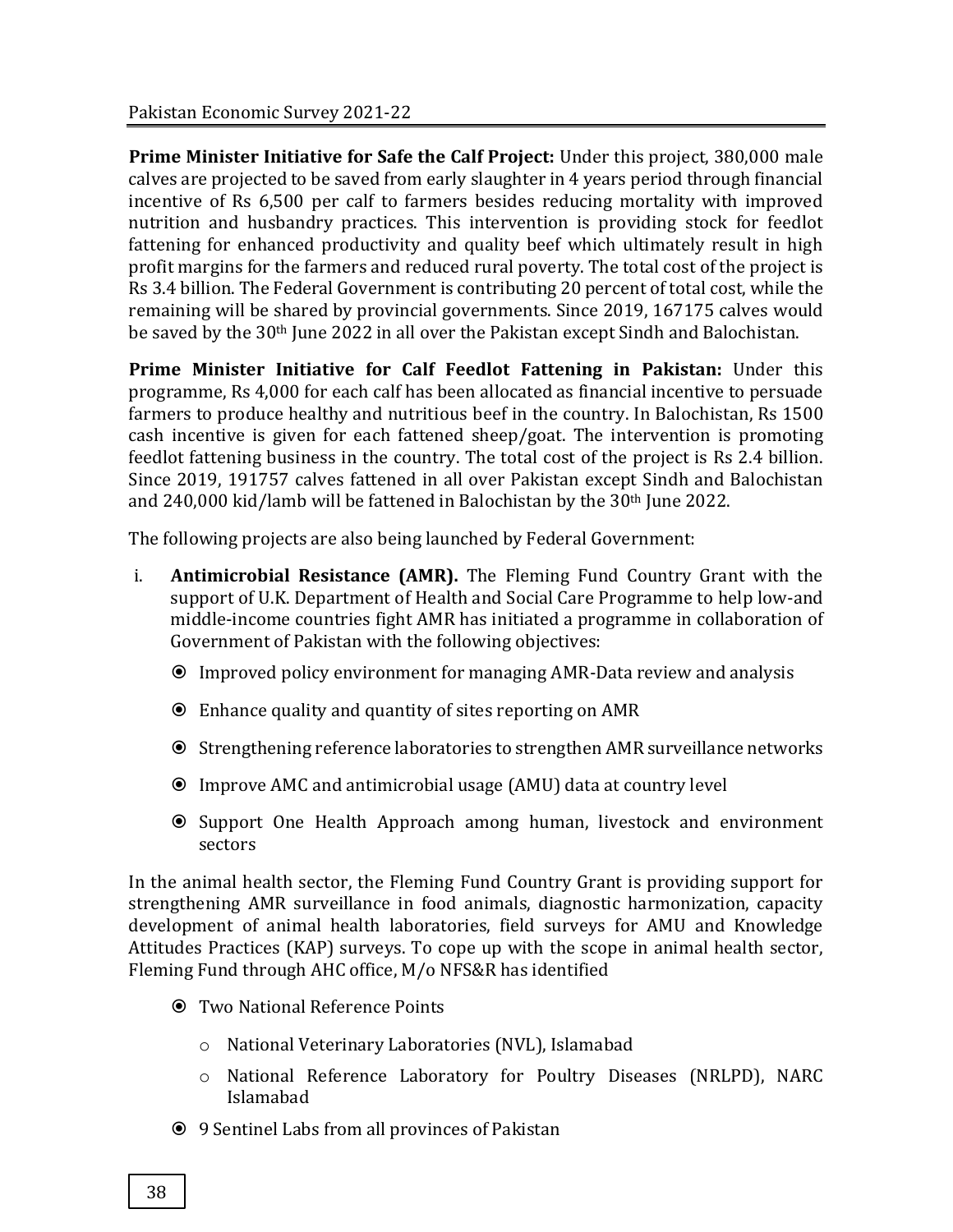**Prime Minister Initiative for Safe the Calf Project:** Under this project, 380,000 male calves are projected to be saved from early slaughter in 4 years period through financial incentive of Rs 6,500 per calf to farmers besides reducing mortality with improved nutrition and husbandry practices. This intervention is providing stock for feedlot fattening for enhanced productivity and quality beef which ultimately result in high profit margins for the farmers and reduced rural poverty. The total cost of the project is Rs 3.4 billion. The Federal Government is contributing 20 percent of total cost, while the remaining will be shared by provincial governments. Since 2019, 167175 calves would be saved by the 30th June 2022 in all over the Pakistan except Sindh and Balochistan.

**Prime Minister Initiative for Calf Feedlot Fattening in Pakistan:** Under this programme, Rs 4,000 for each calf has been allocated as financial incentive to persuade farmers to produce healthy and nutritious beef in the country. In Balochistan, Rs 1500 cash incentive is given for each fattened sheep/goat. The intervention is promoting feedlot fattening business in the country. The total cost of the project is Rs 2.4 billion. Since 2019, 191757 calves fattened in all over Pakistan except Sindh and Balochistan and 240,000 kid/lamb will be fattened in Balochistan by the 30th June 2022.

The following projects are also being launched by Federal Government:

i. **Antimicrobial Resistance (AMR).** The Fleming Fund Country Grant with the support of U.K. Department of Health and Social Care Programme to help low-and middle-income countries fight AMR has initiated a programme in collaboration of Government of Pakistan with the following objectives:

   - Improved policy environment for managing AMR-Data review and analysis
   - Enhance quality and quantity of sites reporting on AMR
   - Strengthening reference laboratories to strengthen AMR surveillance networks
   - Improve AMC and antimicrobial usage (AMU) data at country level
   - Support One Health Approach among human, livestock and environment sectors

In the animal health sector, the Fleming Fund Country Grant is providing support for strengthening AMR surveillance in food animals, diagnostic harmonization, capacity development of animal health laboratories, field surveys for AMU and Knowledge Attitudes Practices (KAP) surveys. To cope up with the scope in animal health sector, Fleming Fund through AHC office, M/o NFS&R has identified

- Two National Reference Points
  - National Veterinary Laboratories (NVL), Islamabad
  - National Reference Laboratory for Poultry Diseases (NRLPD), NARC Islamabad
- 9 Sentinel Labs from all provinces of Pakistan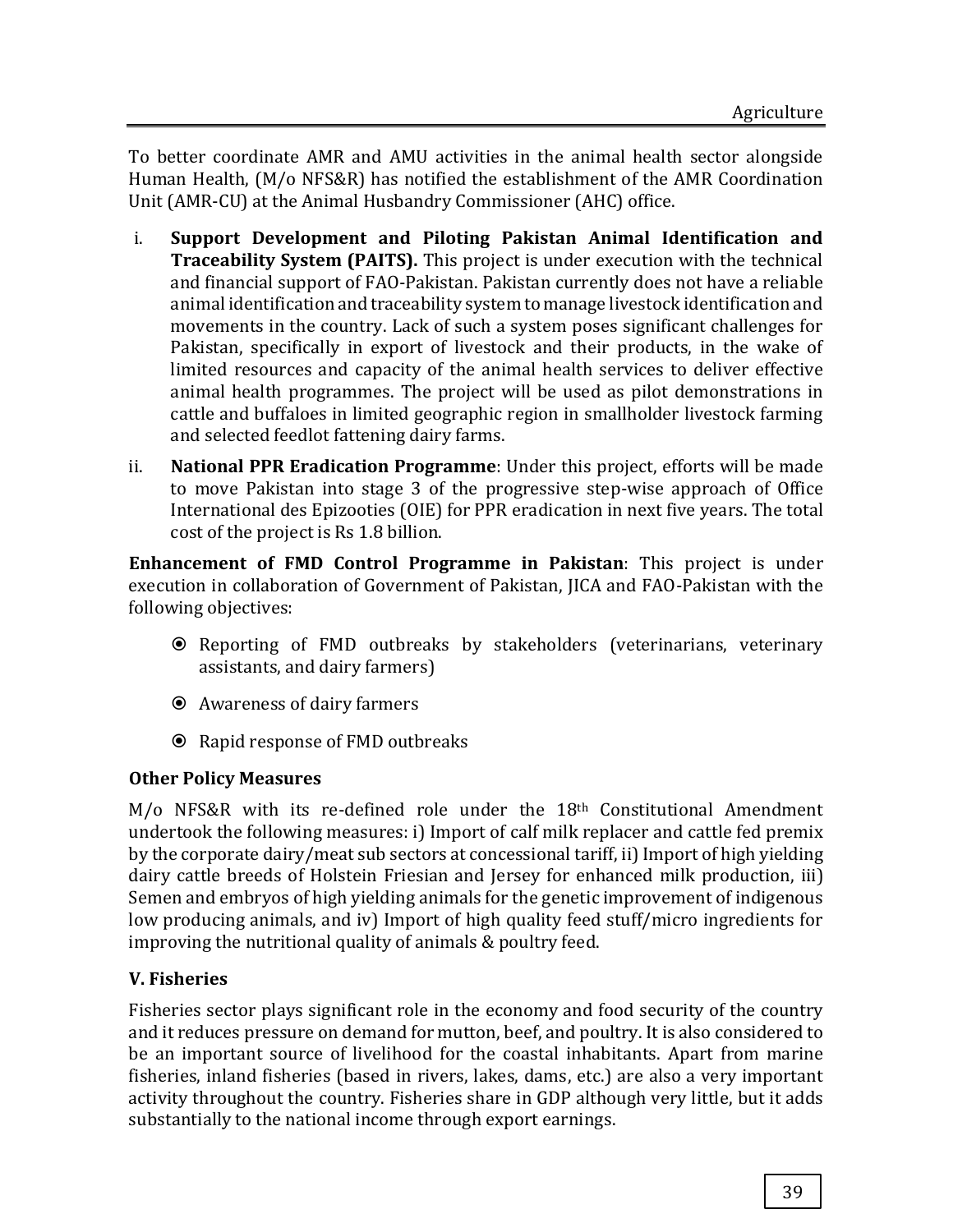To better coordinate AMR and AMU activities in the animal health sector alongside Human Health, (M/o NFS&R) has notified the establishment of the AMR Coordination Unit (AMR-CU) at the Animal Husbandry Commissioner (AHC) office.

i. **Support Development and Piloting Pakistan Animal Identification and Traceability System (PAITS).** This project is under execution with the technical and financial support of FAO-Pakistan. Pakistan currently does not have a reliable animal identification and traceability system to manage livestock identification and movements in the country. Lack of such a system poses significant challenges for Pakistan, specifically in export of livestock and their products, in the wake of limited resources and capacity of the animal health services to deliver effective animal health programmes. The project will be used as pilot demonstrations in cattle and buffaloes in limited geographic region in smallholder livestock farming and selected feedlot fattening dairy farms.

ii. **National PPR Eradication Programme**: Under this project, efforts will be made to move Pakistan into stage 3 of the progressive step-wise approach of Office International des Epizooties (OIE) for PPR eradication in next five years. The total cost of the project is Rs 1.8 billion.

**Enhancement of FMD Control Programme in Pakistan**: This project is under execution in collaboration of Government of Pakistan, JICA and FAO-Pakistan with the following objectives:

- Reporting of FMD outbreaks by stakeholders (veterinarians, veterinary assistants, and dairy farmers)
- Awareness of dairy farmers
- Rapid response of FMD outbreaks

### Other Policy Measures

M/o NFS&R with its re-defined role under the 18th Constitutional Amendment undertook the following measures: i) Import of calf milk replacer and cattle fed premix by the corporate dairy/meat sub sectors at concessional tariff, ii) Import of high yielding dairy cattle breeds of Holstein Friesian and Jersey for enhanced milk production, iii) Semen and embryos of high yielding animals for the genetic improvement of indigenous low producing animals, and iv) Import of high quality feed stuff/micro ingredients for improving the nutritional quality of animals & poultry feed.

## V. Fisheries

Fisheries sector plays significant role in the economy and food security of the country and it reduces pressure on demand for mutton, beef, and poultry. It is also considered to be an important source of livelihood for the coastal inhabitants. Apart from marine fisheries, inland fisheries (based in rivers, lakes, dams, etc.) are also a very important activity throughout the country. Fisheries share in GDP although very little, but it adds substantially to the national income through export earnings.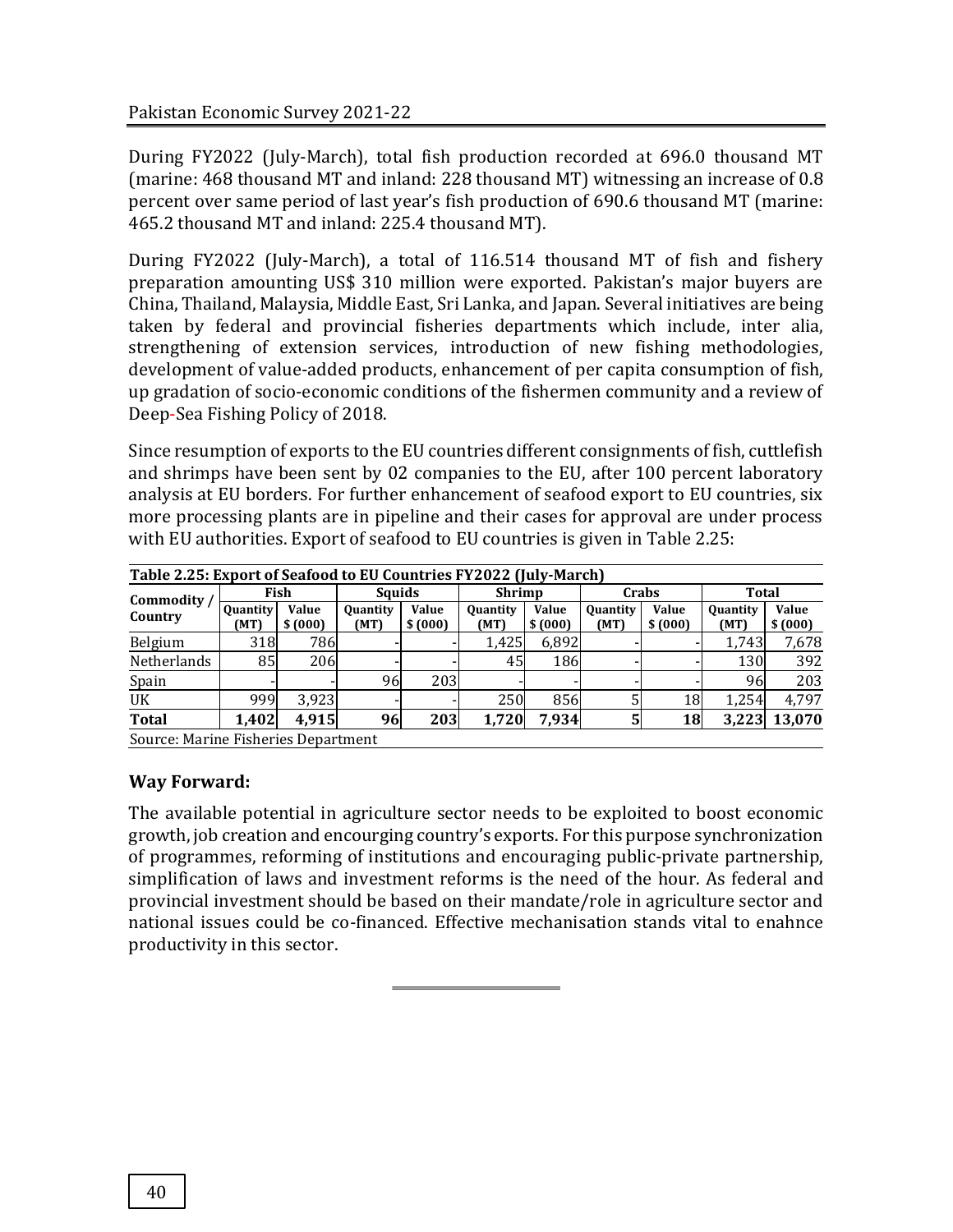During FY2022 (July-March), total fish production recorded at 696.0 thousand MT (marine: 468 thousand MT and inland: 228 thousand MT) witnessing an increase of 0.8 percent over same period of last year's fish production of 690.6 thousand MT (marine: 465.2 thousand MT and inland: 225.4 thousand MT).

During FY2022 (July-March), a total of 116.514 thousand MT of fish and fishery preparation amounting US$ 310 million were exported. Pakistan's major buyers are China, Thailand, Malaysia, Middle East, Sri Lanka, and Japan. Several initiatives are being taken by federal and provincial fisheries departments which include, inter alia, strengthening of extension services, introduction of new fishing methodologies, development of value-added products, enhancement of per capita consumption of fish, up gradation of socio-economic conditions of the fishermen community and a review of Deep-Sea Fishing Policy of 2018.

Since resumption of exports to the EU countries different consignments of fish, cuttlefish and shrimps have been sent by 02 companies to the EU, after 100 percent laboratory analysis at EU borders. For further enhancement of seafood export to EU countries, six more processing plants are in pipeline and their cases for approval are under process with EU authorities. Export of seafood to EU countries is given in Table 2.25:

**Table 2.25: Export of Seafood to EU Countries FY2022 (July-March)**

| Commodity / Country | Fish | | Squids | | Shrimp | | Crabs | | Total | |
|---|---|---|---|---|---|---|---|---|---|---|
| | Quantity (MT) | Value $ (000) | Quantity (MT) | Value $ (000) | Quantity (MT) | Value $ (000) | Quantity (MT) | Value $ (000) | Quantity (MT) | Value $ (000) |
| Belgium | 318 | 786 | - | - | 1,425 | 6,892 | - | - | 1,743 | 7,678 |
| Netherlands | 85 | 206 | - | - | 45 | 186 | - | - | 130 | 392 |
| Spain | - | - | 96 | 203 | - | - | - | - | 96 | 203 |
| UK | 999 | 3,923 | - | - | 250 | 856 | 5 | 18 | 1,254 | 4,797 |
| **Total** | **1,402** | **4,915** | **96** | **203** | **1,720** | **7,934** | **5** | **18** | **3,223** | **13,070** |

Source: Marine Fisheries Department

### Way Forward:

The available potential in agriculture sector needs to be exploited to boost economic growth, job creation and encourging country's exports. For this purpose synchronization of programmes, reforming of institutions and encouraging public-private partnership, simplification of laws and investment reforms is the need of the hour. As federal and provincial investment should be based on their mandate/role in agriculture sector and national issues could be co-financed. Effective mechanisation stands vital to enahnce productivity in this sector.